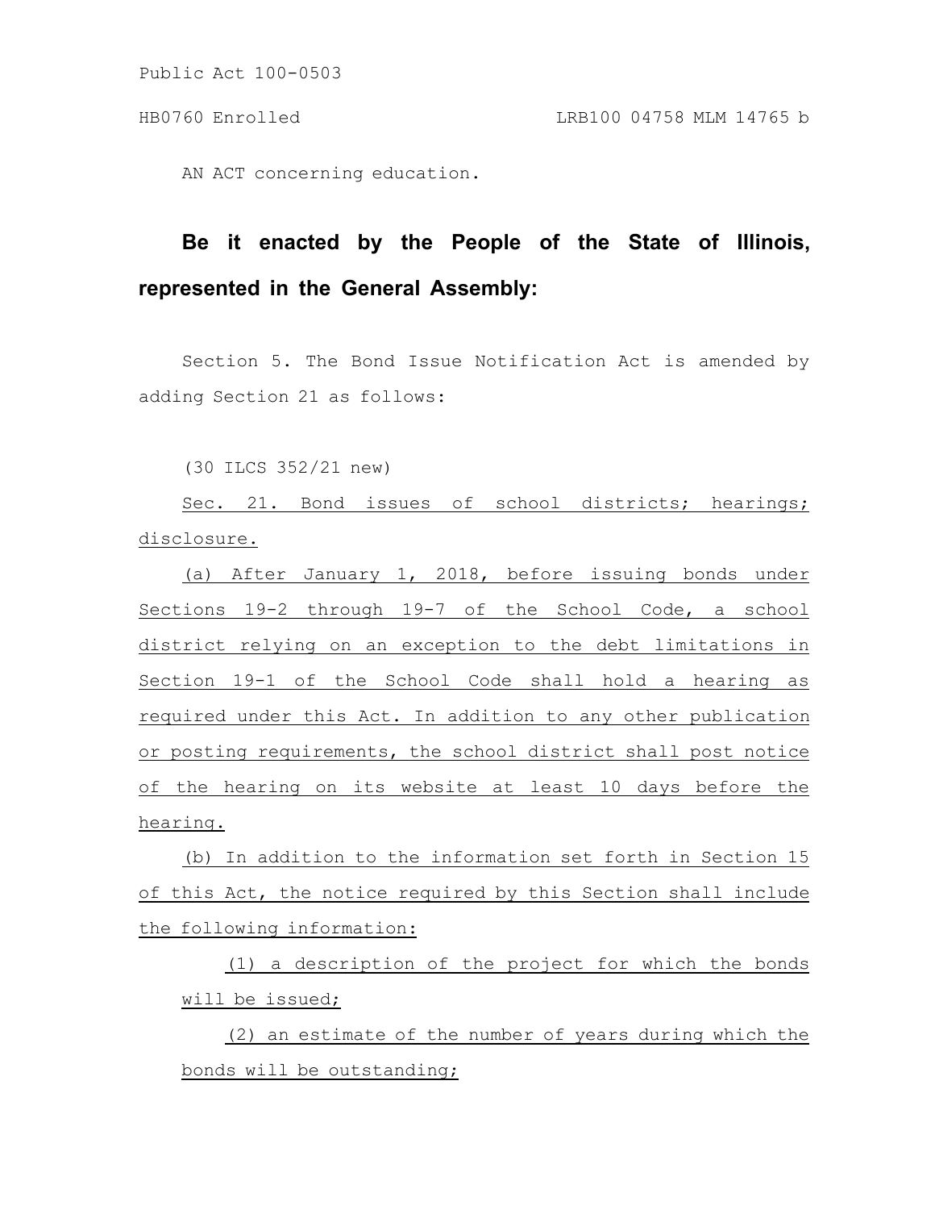Public Act 100-0503

HB0760 Enrolled LRB100 04758 MLM 14765 b

AN ACT concerning education.

**Be it enacted by the People of the State of Illinois, represented in the General Assembly:**

Section 5. The Bond Issue Notification Act is amended by adding Section 21 as follows:

(30 ILCS 352/21 new)

Sec. 21. Bond issues of school districts; hearings; disclosure.

(a) After January 1, 2018, before issuing bonds under Sections 19-2 through 19-7 of the School Code, a school district relying on an exception to the debt limitations in Section 19-1 of the School Code shall hold a hearing as required under this Act. In addition to any other publication or posting requirements, the school district shall post notice of the hearing on its website at least 10 days before the hearing.

(b) In addition to the information set forth in Section 15 of this Act, the notice required by this Section shall include the following information:

(1) a description of the project for which the bonds will be issued;

(2) an estimate of the number of years during which the bonds will be outstanding;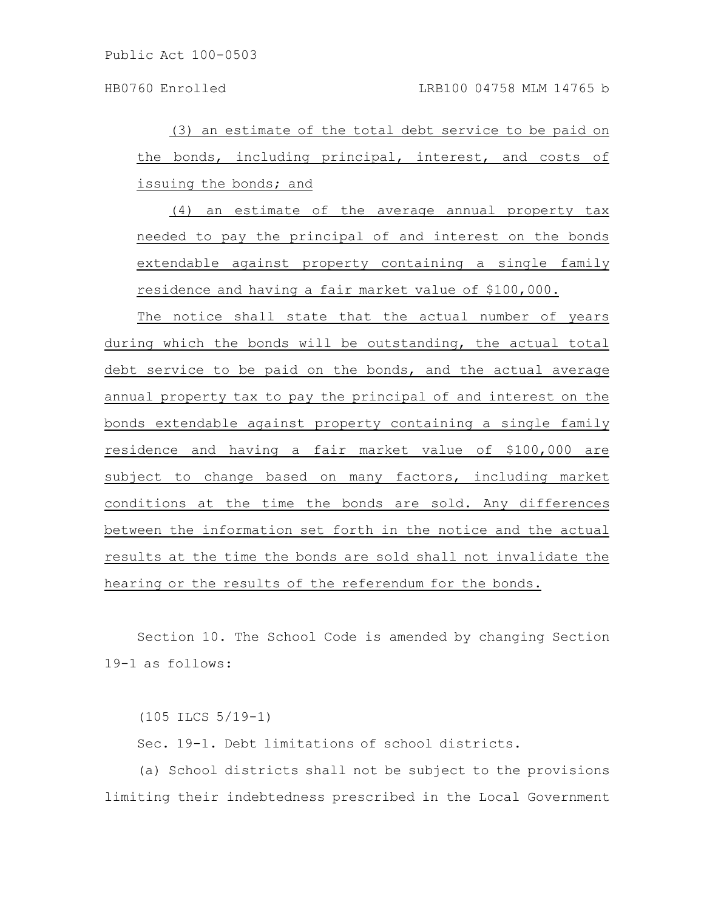(3) an estimate of the total debt service to be paid on the bonds, including principal, interest, and costs of issuing the bonds; and

(4) an estimate of the average annual property tax needed to pay the principal of and interest on the bonds extendable against property containing a single family residence and having a fair market value of $100,000.

The notice shall state that the actual number of years during which the bonds will be outstanding, the actual total debt service to be paid on the bonds, and the actual average annual property tax to pay the principal of and interest on the bonds extendable against property containing a single family residence and having a fair market value of $100,000 are subject to change based on many factors, including market conditions at the time the bonds are sold. Any differences between the information set forth in the notice and the actual results at the time the bonds are sold shall not invalidate the hearing or the results of the referendum for the bonds.

Section 10. The School Code is amended by changing Section 19-1 as follows:

(105 ILCS 5/19-1)

Sec. 19-1. Debt limitations of school districts.

(a) School districts shall not be subject to the provisions limiting their indebtedness prescribed in the Local Government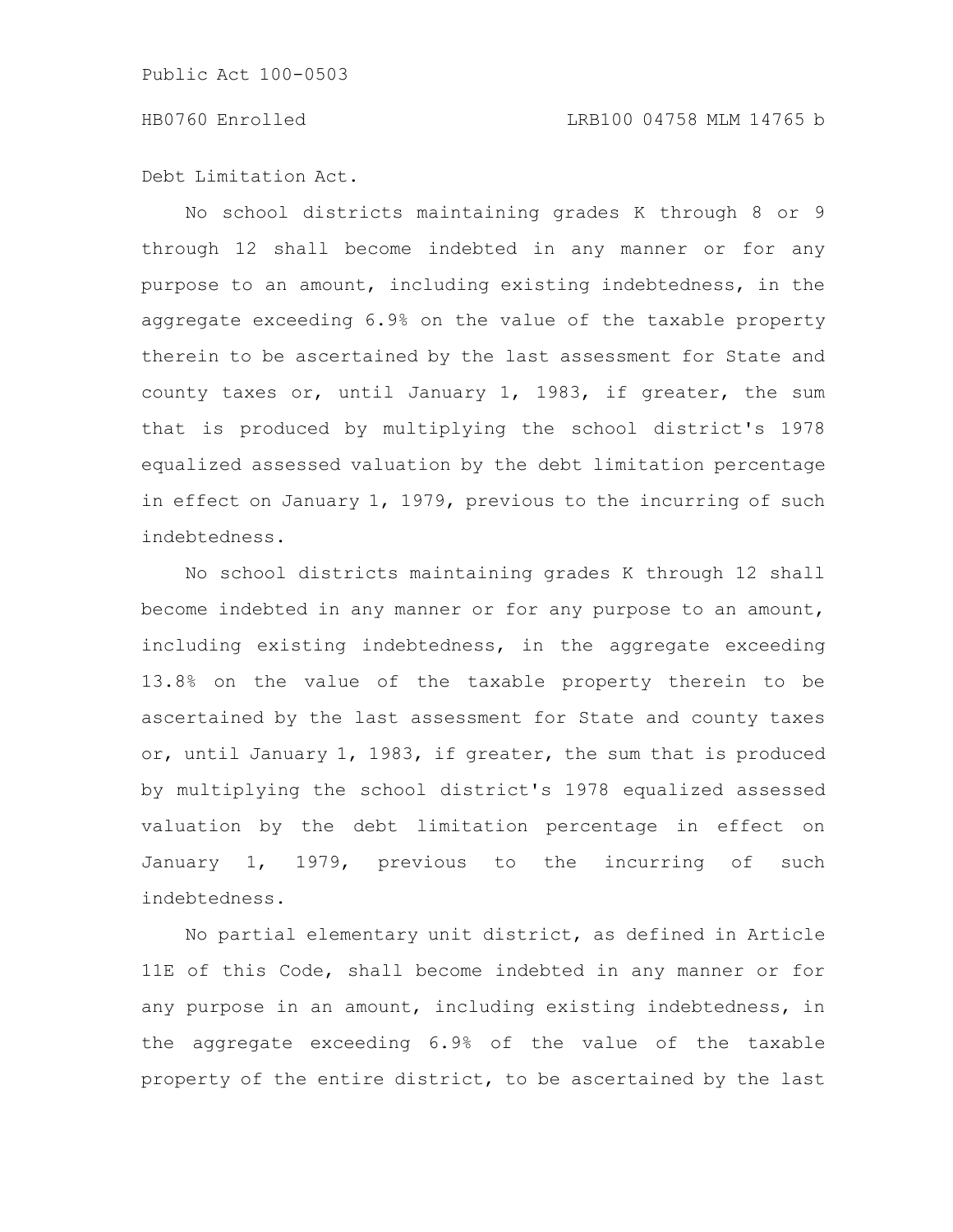Debt Limitation Act.

No school districts maintaining grades K through 8 or 9 through 12 shall become indebted in any manner or for any purpose to an amount, including existing indebtedness, in the aggregate exceeding 6.9% on the value of the taxable property therein to be ascertained by the last assessment for State and county taxes or, until January 1, 1983, if greater, the sum that is produced by multiplying the school district's 1978 equalized assessed valuation by the debt limitation percentage in effect on January 1, 1979, previous to the incurring of such indebtedness.

No school districts maintaining grades K through 12 shall become indebted in any manner or for any purpose to an amount, including existing indebtedness, in the aggregate exceeding 13.8% on the value of the taxable property therein to be ascertained by the last assessment for State and county taxes or, until January 1, 1983, if greater, the sum that is produced by multiplying the school district's 1978 equalized assessed valuation by the debt limitation percentage in effect on January 1, 1979, previous to the incurring of such indebtedness.

No partial elementary unit district, as defined in Article 11E of this Code, shall become indebted in any manner or for any purpose in an amount, including existing indebtedness, in the aggregate exceeding 6.9% of the value of the taxable property of the entire district, to be ascertained by the last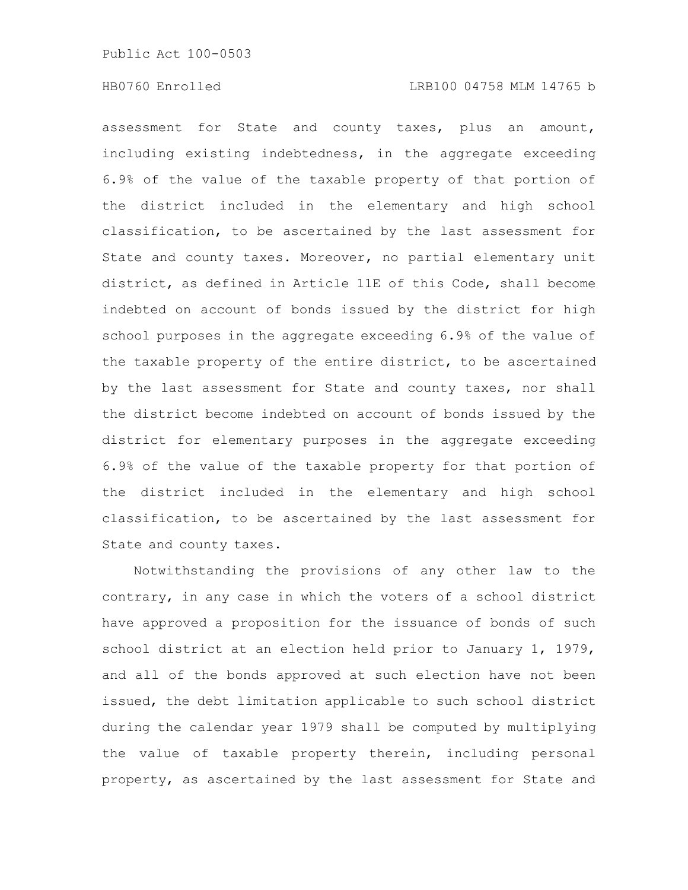assessment for State and county taxes, plus an amount, including existing indebtedness, in the aggregate exceeding 6.9% of the value of the taxable property of that portion of the district included in the elementary and high school classification, to be ascertained by the last assessment for State and county taxes. Moreover, no partial elementary unit district, as defined in Article 11E of this Code, shall become indebted on account of bonds issued by the district for high school purposes in the aggregate exceeding 6.9% of the value of the taxable property of the entire district, to be ascertained by the last assessment for State and county taxes, nor shall the district become indebted on account of bonds issued by the district for elementary purposes in the aggregate exceeding 6.9% of the value of the taxable property for that portion of the district included in the elementary and high school classification, to be ascertained by the last assessment for State and county taxes.

Notwithstanding the provisions of any other law to the contrary, in any case in which the voters of a school district have approved a proposition for the issuance of bonds of such school district at an election held prior to January 1, 1979, and all of the bonds approved at such election have not been issued, the debt limitation applicable to such school district during the calendar year 1979 shall be computed by multiplying the value of taxable property therein, including personal property, as ascertained by the last assessment for State and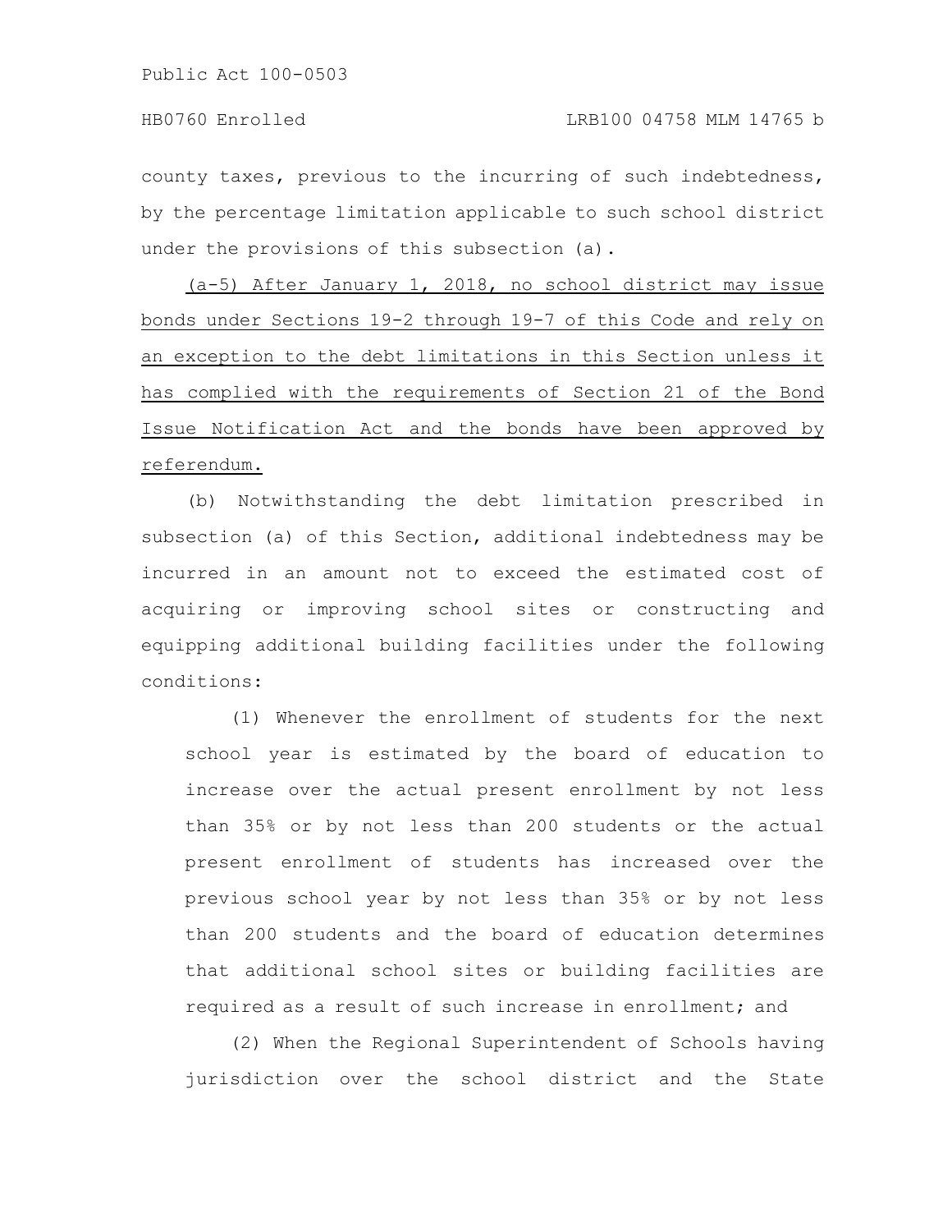county taxes, previous to the incurring of such indebtedness, by the percentage limitation applicable to such school district under the provisions of this subsection (a).

(a-5) After January 1, 2018, no school district may issue bonds under Sections 19-2 through 19-7 of this Code and rely on an exception to the debt limitations in this Section unless it has complied with the requirements of Section 21 of the Bond Issue Notification Act and the bonds have been approved by referendum.

(b) Notwithstanding the debt limitation prescribed in subsection (a) of this Section, additional indebtedness may be incurred in an amount not to exceed the estimated cost of acquiring or improving school sites or constructing and equipping additional building facilities under the following conditions:

(1) Whenever the enrollment of students for the next school year is estimated by the board of education to increase over the actual present enrollment by not less than 35% or by not less than 200 students or the actual present enrollment of students has increased over the previous school year by not less than 35% or by not less than 200 students and the board of education determines that additional school sites or building facilities are required as a result of such increase in enrollment; and

(2) When the Regional Superintendent of Schools having jurisdiction over the school district and the State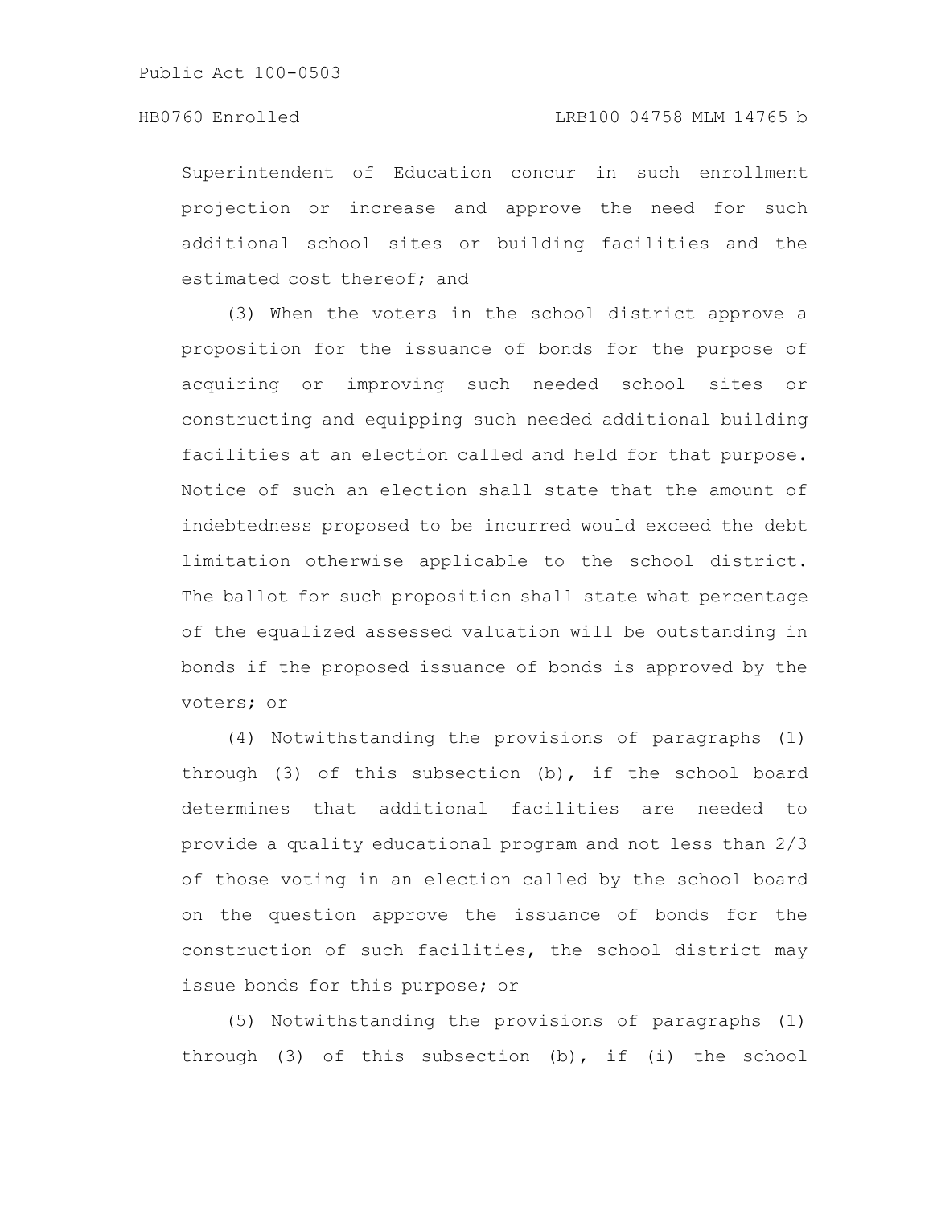Superintendent of Education concur in such enrollment projection or increase and approve the need for such additional school sites or building facilities and the estimated cost thereof; and

(3) When the voters in the school district approve a proposition for the issuance of bonds for the purpose of acquiring or improving such needed school sites or constructing and equipping such needed additional building facilities at an election called and held for that purpose. Notice of such an election shall state that the amount of indebtedness proposed to be incurred would exceed the debt limitation otherwise applicable to the school district. The ballot for such proposition shall state what percentage of the equalized assessed valuation will be outstanding in bonds if the proposed issuance of bonds is approved by the voters; or

(4) Notwithstanding the provisions of paragraphs (1) through (3) of this subsection (b), if the school board determines that additional facilities are needed to provide a quality educational program and not less than 2/3 of those voting in an election called by the school board on the question approve the issuance of bonds for the construction of such facilities, the school district may issue bonds for this purpose; or

(5) Notwithstanding the provisions of paragraphs (1) through (3) of this subsection (b), if (i) the school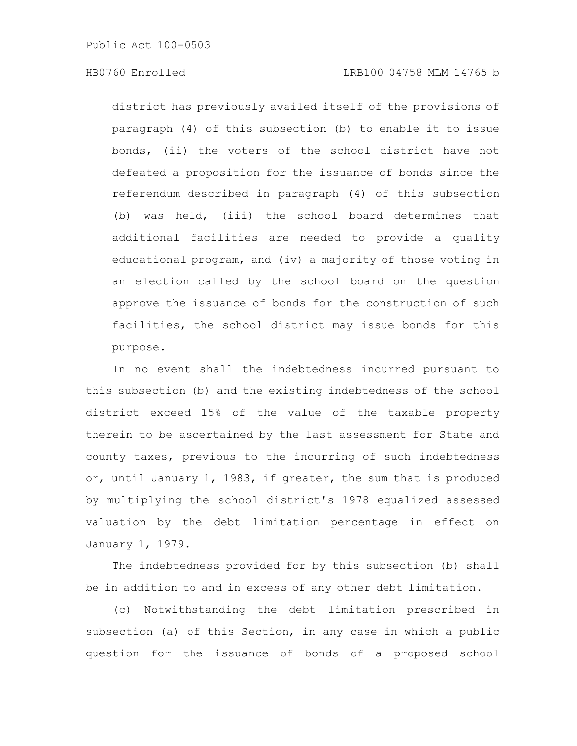district has previously availed itself of the provisions of paragraph (4) of this subsection (b) to enable it to issue bonds, (ii) the voters of the school district have not defeated a proposition for the issuance of bonds since the referendum described in paragraph (4) of this subsection (b) was held, (iii) the school board determines that additional facilities are needed to provide a quality educational program, and (iv) a majority of those voting in an election called by the school board on the question approve the issuance of bonds for the construction of such facilities, the school district may issue bonds for this purpose.

In no event shall the indebtedness incurred pursuant to this subsection (b) and the existing indebtedness of the school district exceed 15% of the value of the taxable property therein to be ascertained by the last assessment for State and county taxes, previous to the incurring of such indebtedness or, until January 1, 1983, if greater, the sum that is produced by multiplying the school district's 1978 equalized assessed valuation by the debt limitation percentage in effect on January 1, 1979.

The indebtedness provided for by this subsection (b) shall be in addition to and in excess of any other debt limitation.

(c) Notwithstanding the debt limitation prescribed in subsection (a) of this Section, in any case in which a public question for the issuance of bonds of a proposed school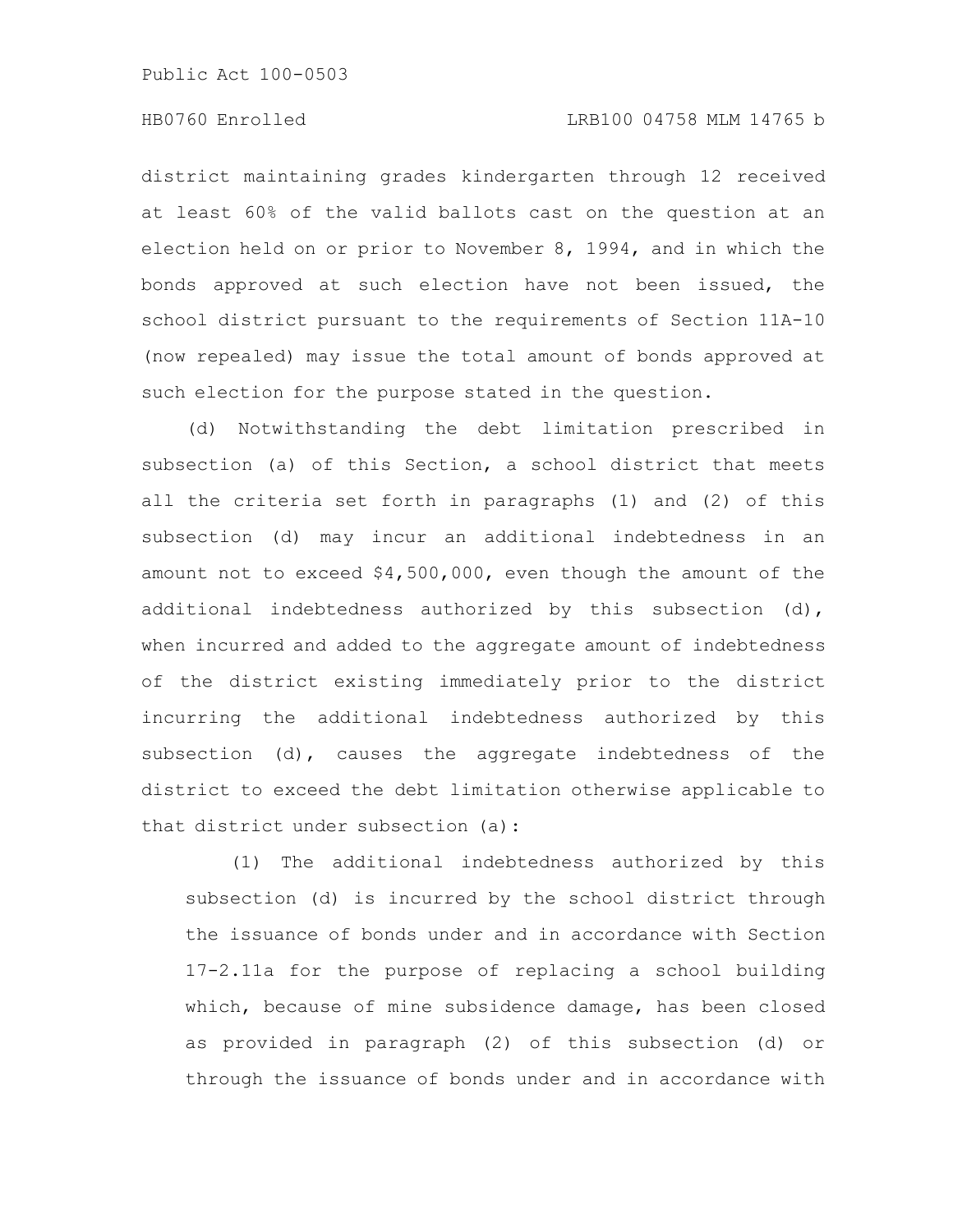district maintaining grades kindergarten through 12 received at least 60% of the valid ballots cast on the question at an election held on or prior to November 8, 1994, and in which the bonds approved at such election have not been issued, the school district pursuant to the requirements of Section 11A-10 (now repealed) may issue the total amount of bonds approved at such election for the purpose stated in the question.

(d) Notwithstanding the debt limitation prescribed in subsection (a) of this Section, a school district that meets all the criteria set forth in paragraphs (1) and (2) of this subsection (d) may incur an additional indebtedness in an amount not to exceed $4,500,000, even though the amount of the additional indebtedness authorized by this subsection (d), when incurred and added to the aggregate amount of indebtedness of the district existing immediately prior to the district incurring the additional indebtedness authorized by this subsection (d), causes the aggregate indebtedness of the district to exceed the debt limitation otherwise applicable to that district under subsection (a):

(1) The additional indebtedness authorized by this subsection (d) is incurred by the school district through the issuance of bonds under and in accordance with Section 17-2.11a for the purpose of replacing a school building which, because of mine subsidence damage, has been closed as provided in paragraph (2) of this subsection (d) or through the issuance of bonds under and in accordance with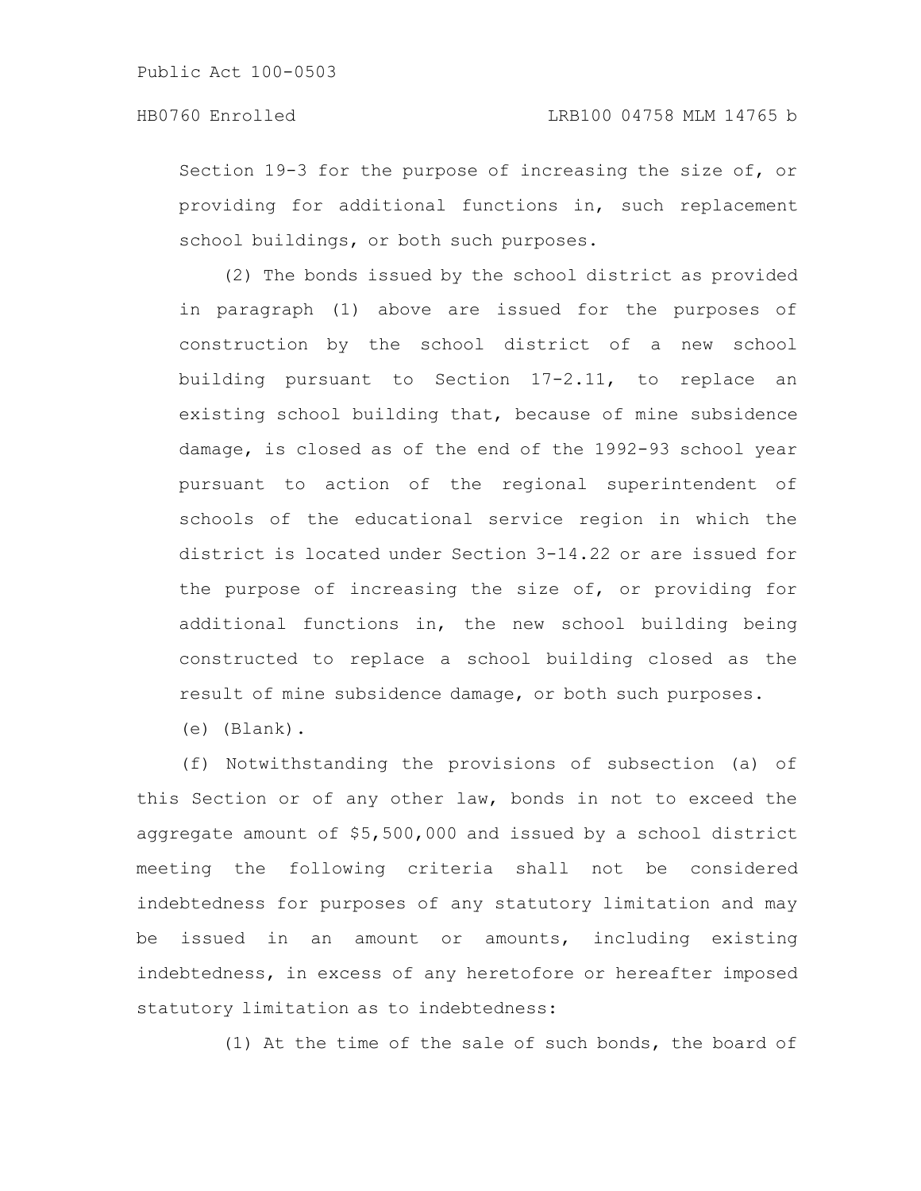Section 19-3 for the purpose of increasing the size of, or providing for additional functions in, such replacement school buildings, or both such purposes.

(2) The bonds issued by the school district as provided in paragraph (1) above are issued for the purposes of construction by the school district of a new school building pursuant to Section 17-2.11, to replace an existing school building that, because of mine subsidence damage, is closed as of the end of the 1992-93 school year pursuant to action of the regional superintendent of schools of the educational service region in which the district is located under Section 3-14.22 or are issued for the purpose of increasing the size of, or providing for additional functions in, the new school building being constructed to replace a school building closed as the result of mine subsidence damage, or both such purposes.

(e) (Blank).

(f) Notwithstanding the provisions of subsection (a) of this Section or of any other law, bonds in not to exceed the aggregate amount of $5,500,000 and issued by a school district meeting the following criteria shall not be considered indebtedness for purposes of any statutory limitation and may be issued in an amount or amounts, including existing indebtedness, in excess of any heretofore or hereafter imposed statutory limitation as to indebtedness:

(1) At the time of the sale of such bonds, the board of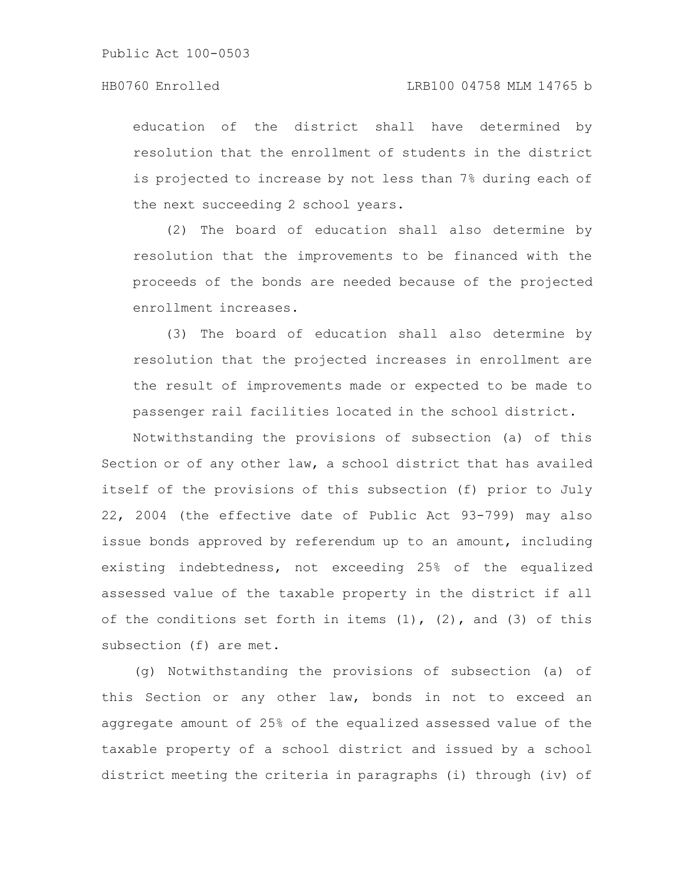education of the district shall have determined by resolution that the enrollment of students in the district is projected to increase by not less than 7% during each of the next succeeding 2 school years.

(2) The board of education shall also determine by resolution that the improvements to be financed with the proceeds of the bonds are needed because of the projected enrollment increases.

(3) The board of education shall also determine by resolution that the projected increases in enrollment are the result of improvements made or expected to be made to passenger rail facilities located in the school district.

Notwithstanding the provisions of subsection (a) of this Section or of any other law, a school district that has availed itself of the provisions of this subsection (f) prior to July 22, 2004 (the effective date of Public Act 93-799) may also issue bonds approved by referendum up to an amount, including existing indebtedness, not exceeding 25% of the equalized assessed value of the taxable property in the district if all of the conditions set forth in items (1), (2), and (3) of this subsection (f) are met.

(g) Notwithstanding the provisions of subsection (a) of this Section or any other law, bonds in not to exceed an aggregate amount of 25% of the equalized assessed value of the taxable property of a school district and issued by a school district meeting the criteria in paragraphs (i) through (iv) of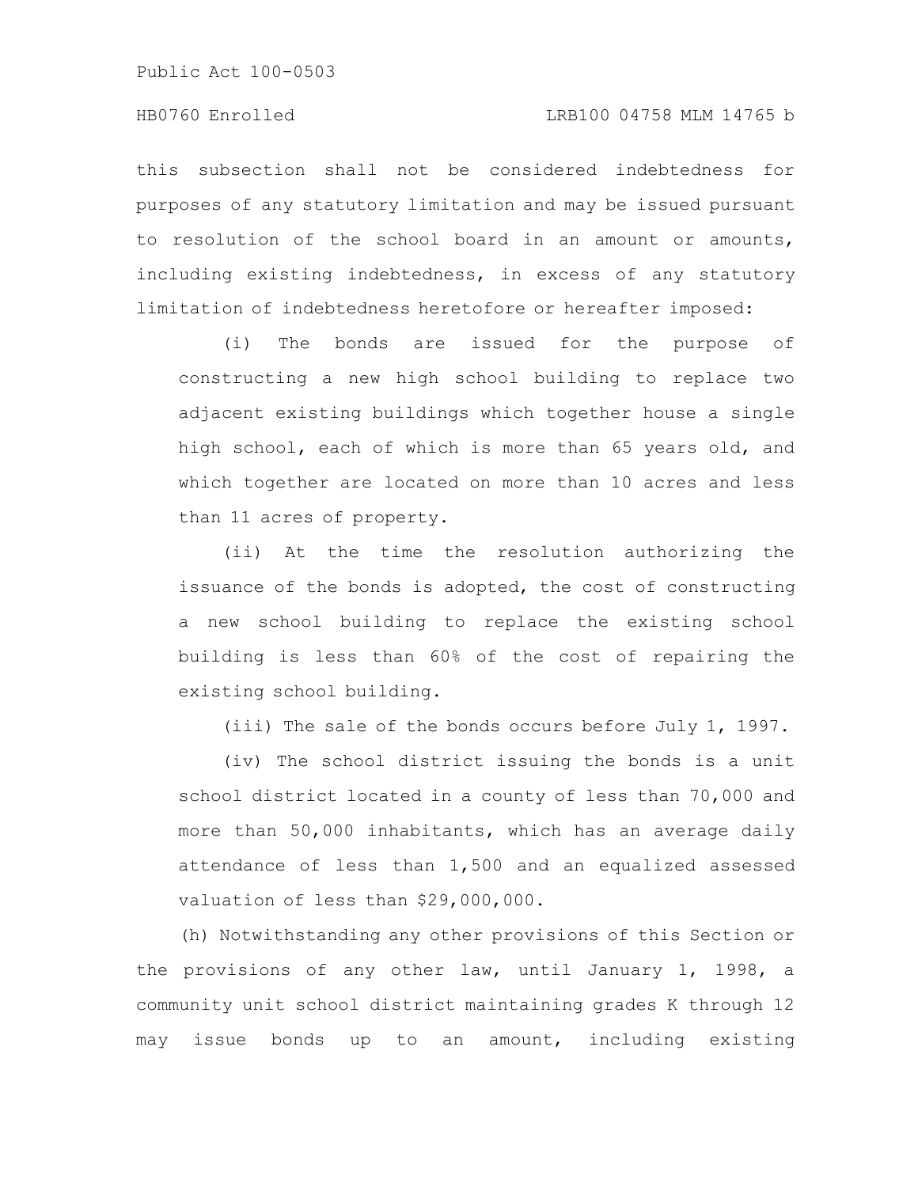this subsection shall not be considered indebtedness for purposes of any statutory limitation and may be issued pursuant to resolution of the school board in an amount or amounts, including existing indebtedness, in excess of any statutory limitation of indebtedness heretofore or hereafter imposed:

(i) The bonds are issued for the purpose of constructing a new high school building to replace two adjacent existing buildings which together house a single high school, each of which is more than 65 years old, and which together are located on more than 10 acres and less than 11 acres of property.

(ii) At the time the resolution authorizing the issuance of the bonds is adopted, the cost of constructing a new school building to replace the existing school building is less than 60% of the cost of repairing the existing school building.

(iii) The sale of the bonds occurs before July 1, 1997.

(iv) The school district issuing the bonds is a unit school district located in a county of less than 70,000 and more than 50,000 inhabitants, which has an average daily attendance of less than 1,500 and an equalized assessed valuation of less than $29,000,000.

(h) Notwithstanding any other provisions of this Section or the provisions of any other law, until January 1, 1998, a community unit school district maintaining grades K through 12 may issue bonds up to an amount, including existing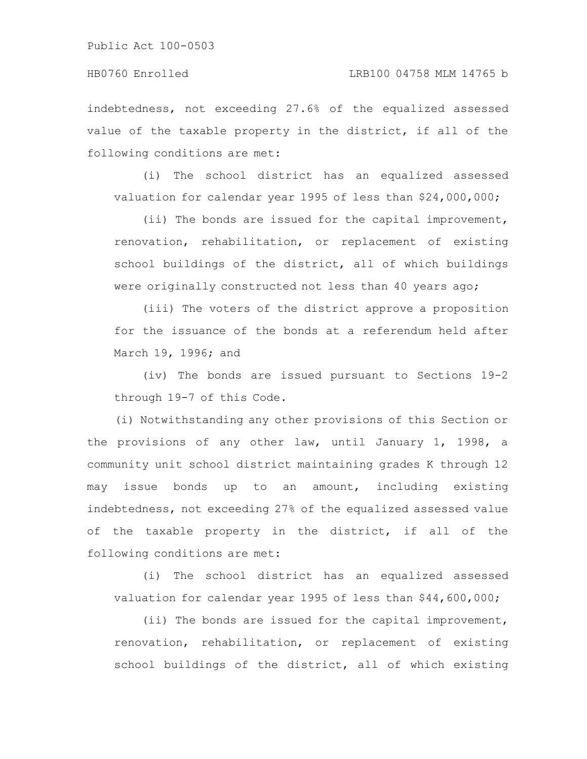indebtedness, not exceeding 27.6% of the equalized assessed value of the taxable property in the district, if all of the following conditions are met:

(i) The school district has an equalized assessed valuation for calendar year 1995 of less than $24,000,000;

(ii) The bonds are issued for the capital improvement, renovation, rehabilitation, or replacement of existing school buildings of the district, all of which buildings were originally constructed not less than 40 years ago;

(iii) The voters of the district approve a proposition for the issuance of the bonds at a referendum held after March 19, 1996; and

(iv) The bonds are issued pursuant to Sections 19-2 through 19-7 of this Code.

(i) Notwithstanding any other provisions of this Section or the provisions of any other law, until January 1, 1998, a community unit school district maintaining grades K through 12 may issue bonds up to an amount, including existing indebtedness, not exceeding 27% of the equalized assessed value of the taxable property in the district, if all of the following conditions are met:

(i) The school district has an equalized assessed valuation for calendar year 1995 of less than $44,600,000;

(ii) The bonds are issued for the capital improvement, renovation, rehabilitation, or replacement of existing school buildings of the district, all of which existing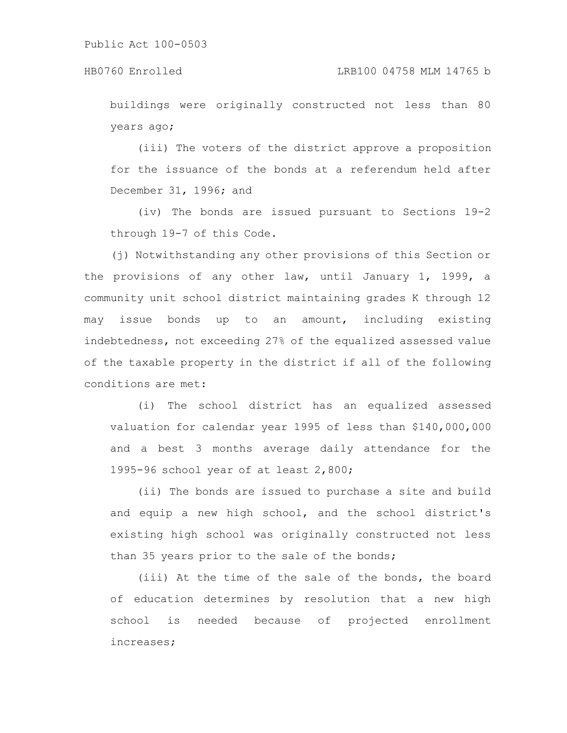buildings were originally constructed not less than 80 years ago;

(iii) The voters of the district approve a proposition for the issuance of the bonds at a referendum held after December 31, 1996; and

(iv) The bonds are issued pursuant to Sections 19-2 through 19-7 of this Code.

(j) Notwithstanding any other provisions of this Section or the provisions of any other law, until January 1, 1999, a community unit school district maintaining grades K through 12 may issue bonds up to an amount, including existing indebtedness, not exceeding 27% of the equalized assessed value of the taxable property in the district if all of the following conditions are met:

(i) The school district has an equalized assessed valuation for calendar year 1995 of less than $140,000,000 and a best 3 months average daily attendance for the 1995-96 school year of at least 2,800;

(ii) The bonds are issued to purchase a site and build and equip a new high school, and the school district's existing high school was originally constructed not less than 35 years prior to the sale of the bonds;

(iii) At the time of the sale of the bonds, the board of education determines by resolution that a new high school is needed because of projected enrollment increases;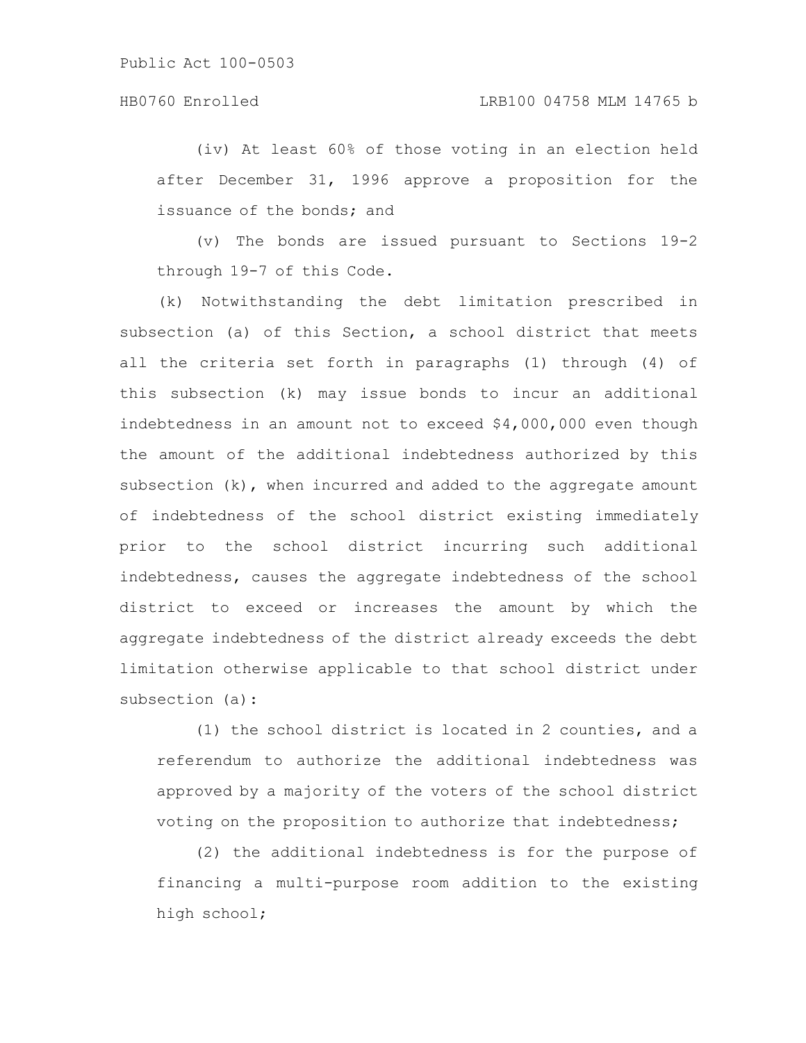(iv) At least 60% of those voting in an election held after December 31, 1996 approve a proposition for the issuance of the bonds; and

(v) The bonds are issued pursuant to Sections 19-2 through 19-7 of this Code.

(k) Notwithstanding the debt limitation prescribed in subsection (a) of this Section, a school district that meets all the criteria set forth in paragraphs (1) through (4) of this subsection (k) may issue bonds to incur an additional indebtedness in an amount not to exceed $4,000,000 even though the amount of the additional indebtedness authorized by this subsection (k), when incurred and added to the aggregate amount of indebtedness of the school district existing immediately prior to the school district incurring such additional indebtedness, causes the aggregate indebtedness of the school district to exceed or increases the amount by which the aggregate indebtedness of the district already exceeds the debt limitation otherwise applicable to that school district under subsection (a):

(1) the school district is located in 2 counties, and a referendum to authorize the additional indebtedness was approved by a majority of the voters of the school district voting on the proposition to authorize that indebtedness;

(2) the additional indebtedness is for the purpose of financing a multi-purpose room addition to the existing high school;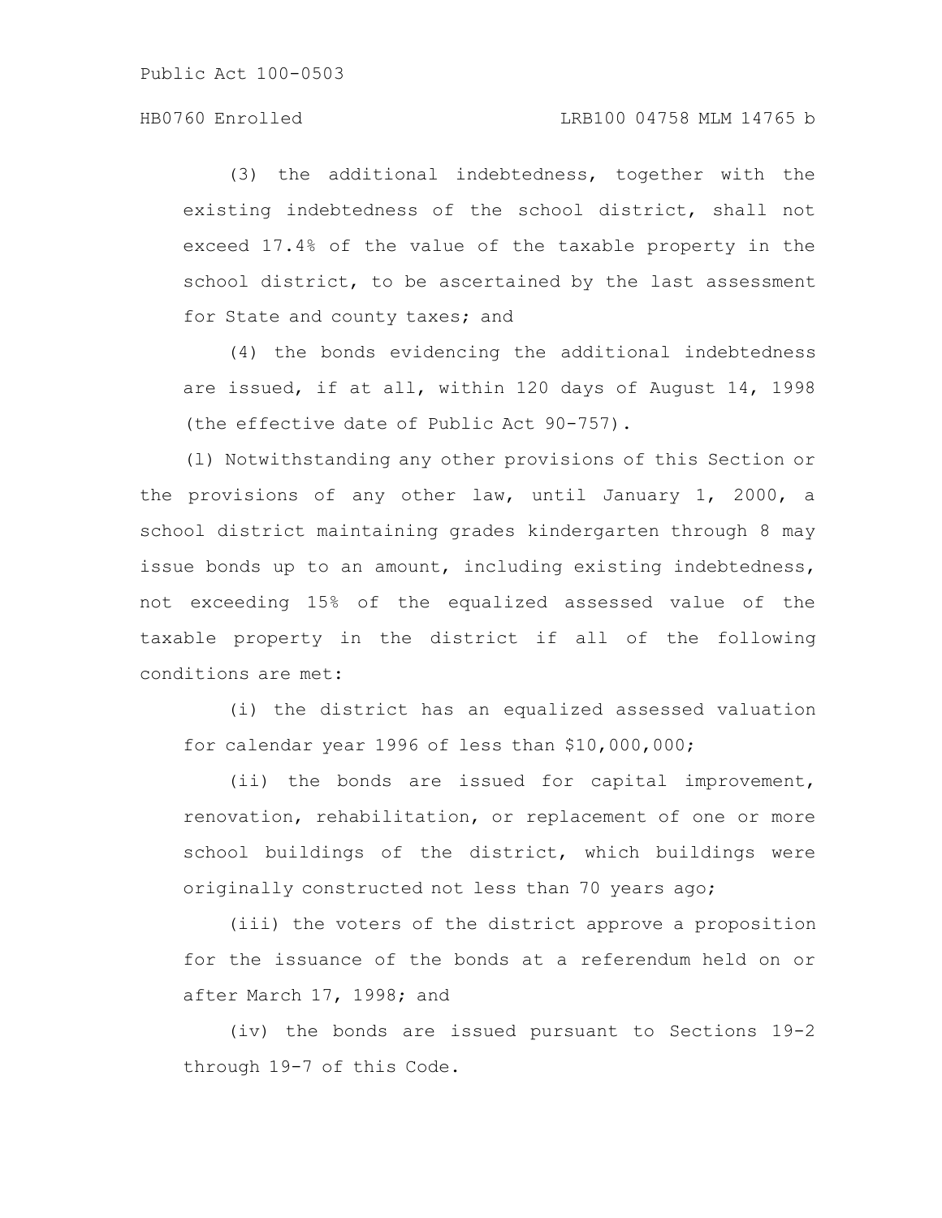(3) the additional indebtedness, together with the existing indebtedness of the school district, shall not exceed 17.4% of the value of the taxable property in the school district, to be ascertained by the last assessment for State and county taxes; and

(4) the bonds evidencing the additional indebtedness are issued, if at all, within 120 days of August 14, 1998 (the effective date of Public Act 90-757).

(l) Notwithstanding any other provisions of this Section or the provisions of any other law, until January 1, 2000, a school district maintaining grades kindergarten through 8 may issue bonds up to an amount, including existing indebtedness, not exceeding 15% of the equalized assessed value of the taxable property in the district if all of the following conditions are met:

(i) the district has an equalized assessed valuation for calendar year 1996 of less than $10,000,000;

(ii) the bonds are issued for capital improvement, renovation, rehabilitation, or replacement of one or more school buildings of the district, which buildings were originally constructed not less than 70 years ago;

(iii) the voters of the district approve a proposition for the issuance of the bonds at a referendum held on or after March 17, 1998; and

(iv) the bonds are issued pursuant to Sections 19-2 through 19-7 of this Code.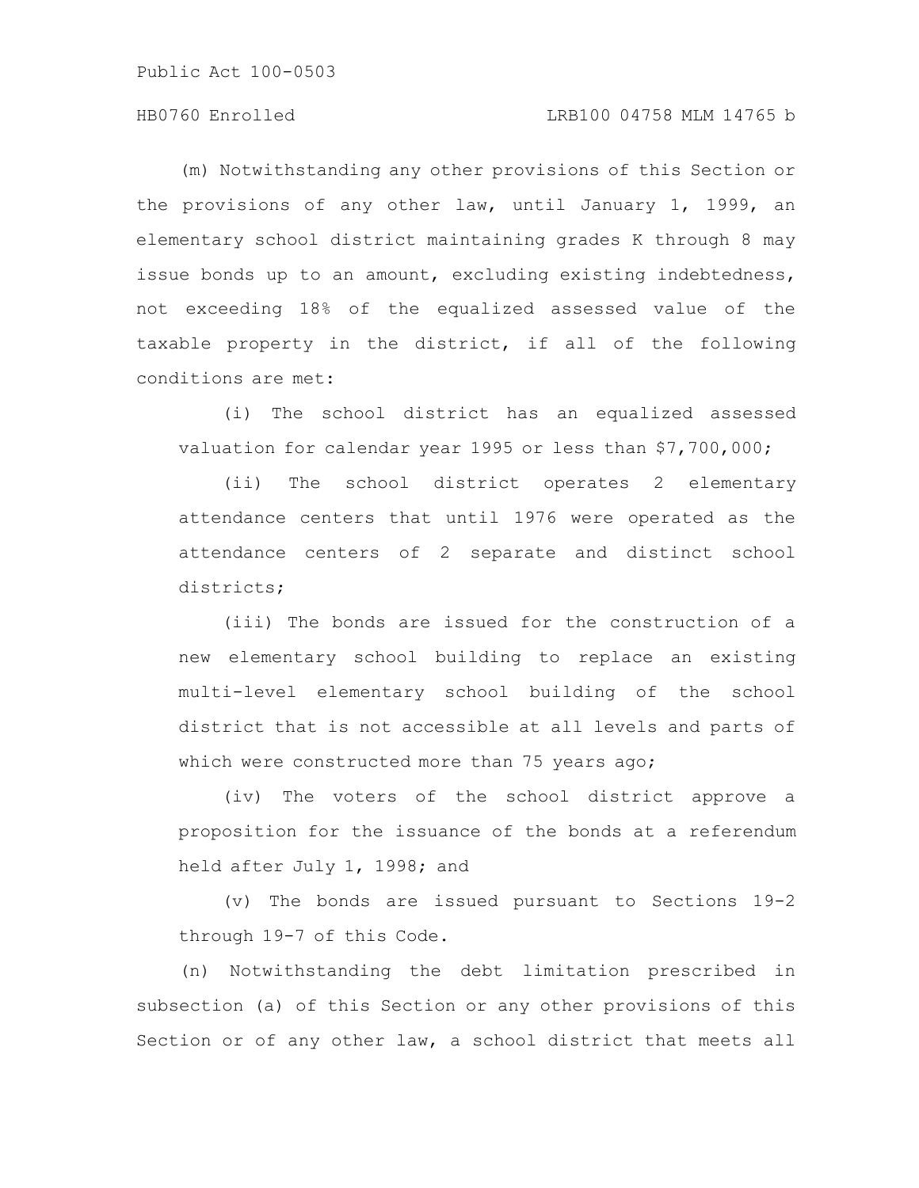(m) Notwithstanding any other provisions of this Section or the provisions of any other law, until January 1, 1999, an elementary school district maintaining grades K through 8 may issue bonds up to an amount, excluding existing indebtedness, not exceeding 18% of the equalized assessed value of the taxable property in the district, if all of the following conditions are met:

(i) The school district has an equalized assessed valuation for calendar year 1995 or less than $7,700,000;

(ii) The school district operates 2 elementary attendance centers that until 1976 were operated as the attendance centers of 2 separate and distinct school districts;

(iii) The bonds are issued for the construction of a new elementary school building to replace an existing multi-level elementary school building of the school district that is not accessible at all levels and parts of which were constructed more than 75 years ago;

(iv) The voters of the school district approve a proposition for the issuance of the bonds at a referendum held after July 1, 1998; and

(v) The bonds are issued pursuant to Sections 19-2 through 19-7 of this Code.

(n) Notwithstanding the debt limitation prescribed in subsection (a) of this Section or any other provisions of this Section or of any other law, a school district that meets all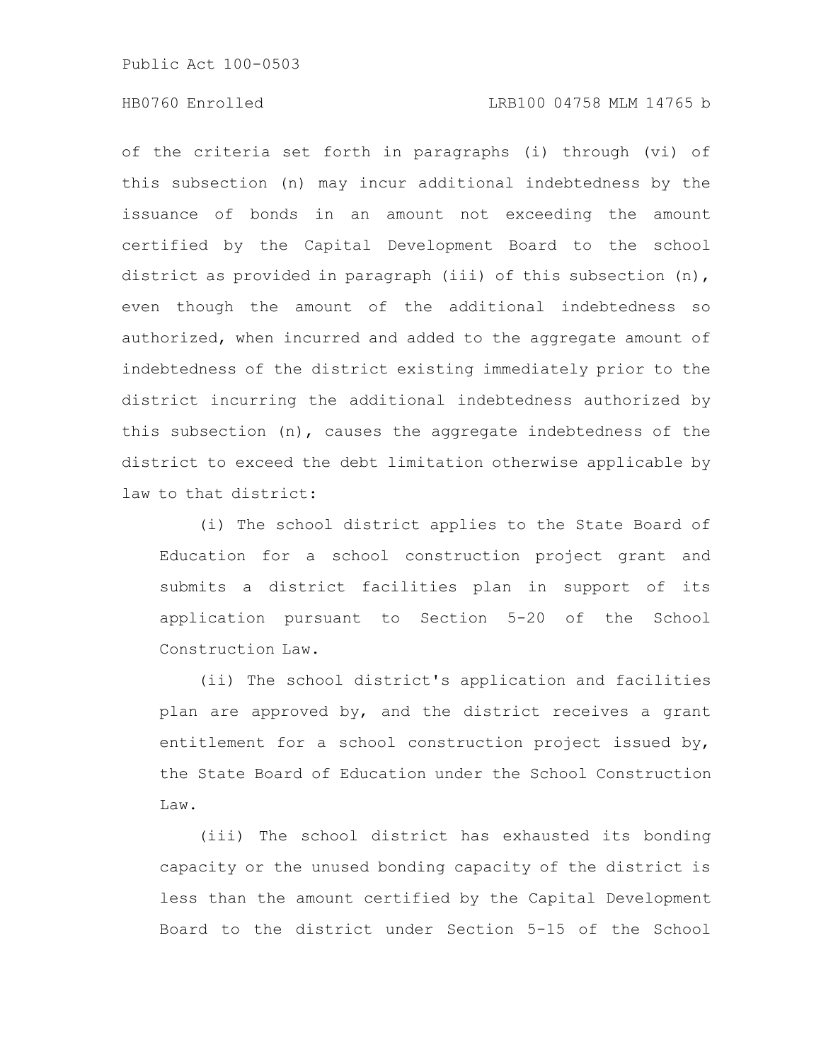of the criteria set forth in paragraphs (i) through (vi) of this subsection (n) may incur additional indebtedness by the issuance of bonds in an amount not exceeding the amount certified by the Capital Development Board to the school district as provided in paragraph (iii) of this subsection (n), even though the amount of the additional indebtedness so authorized, when incurred and added to the aggregate amount of indebtedness of the district existing immediately prior to the district incurring the additional indebtedness authorized by this subsection (n), causes the aggregate indebtedness of the district to exceed the debt limitation otherwise applicable by law to that district:

(i) The school district applies to the State Board of Education for a school construction project grant and submits a district facilities plan in support of its application pursuant to Section 5-20 of the School Construction Law.

(ii) The school district's application and facilities plan are approved by, and the district receives a grant entitlement for a school construction project issued by, the State Board of Education under the School Construction Law.

(iii) The school district has exhausted its bonding capacity or the unused bonding capacity of the district is less than the amount certified by the Capital Development Board to the district under Section 5-15 of the School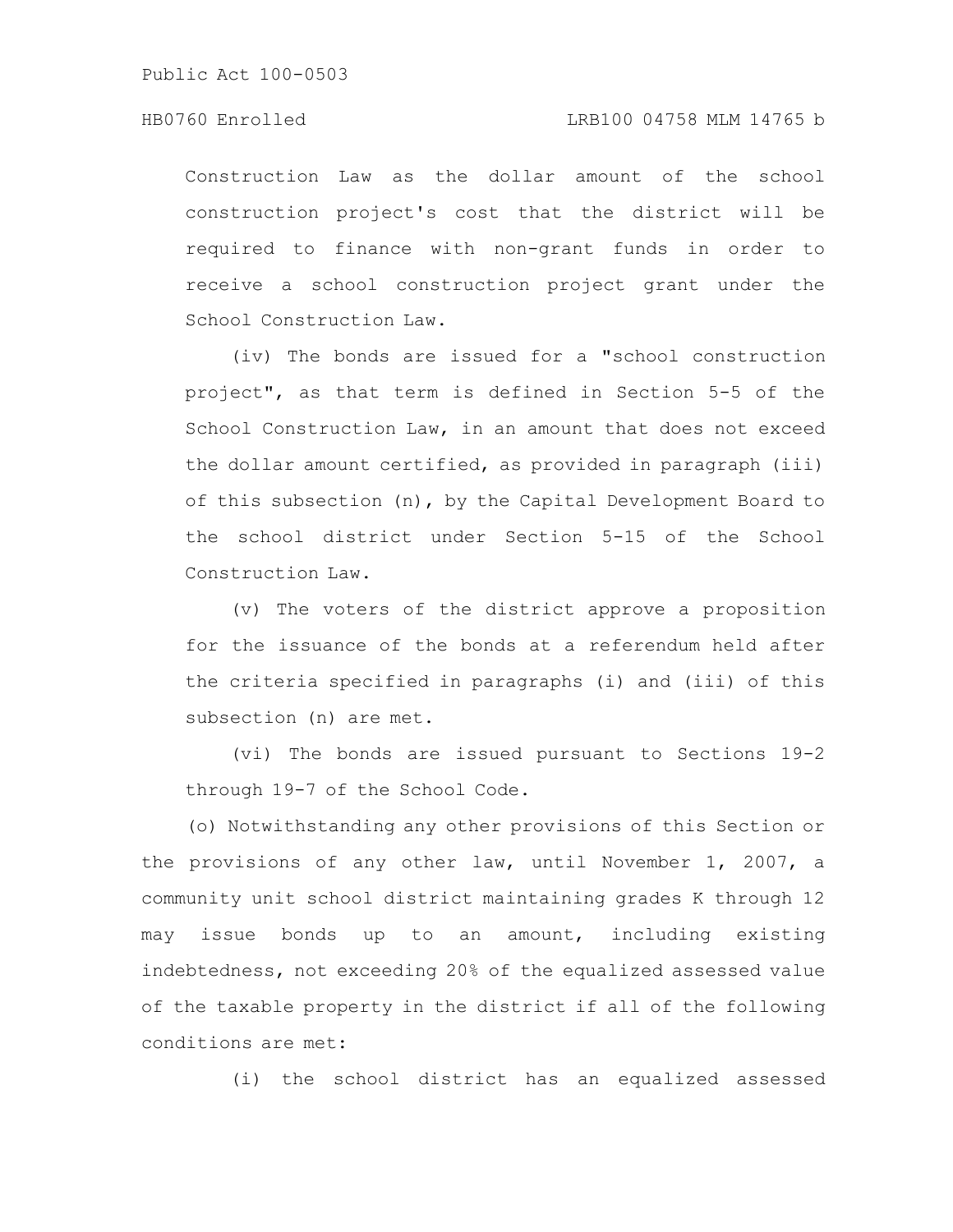Construction Law as the dollar amount of the school construction project's cost that the district will be required to finance with non-grant funds in order to receive a school construction project grant under the School Construction Law.

(iv) The bonds are issued for a "school construction project", as that term is defined in Section 5-5 of the School Construction Law, in an amount that does not exceed the dollar amount certified, as provided in paragraph (iii) of this subsection (n), by the Capital Development Board to the school district under Section 5-15 of the School Construction Law.

(v) The voters of the district approve a proposition for the issuance of the bonds at a referendum held after the criteria specified in paragraphs (i) and (iii) of this subsection (n) are met.

(vi) The bonds are issued pursuant to Sections 19-2 through 19-7 of the School Code.

(o) Notwithstanding any other provisions of this Section or the provisions of any other law, until November 1, 2007, a community unit school district maintaining grades K through 12 may issue bonds up to an amount, including existing indebtedness, not exceeding 20% of the equalized assessed value of the taxable property in the district if all of the following conditions are met:

(i) the school district has an equalized assessed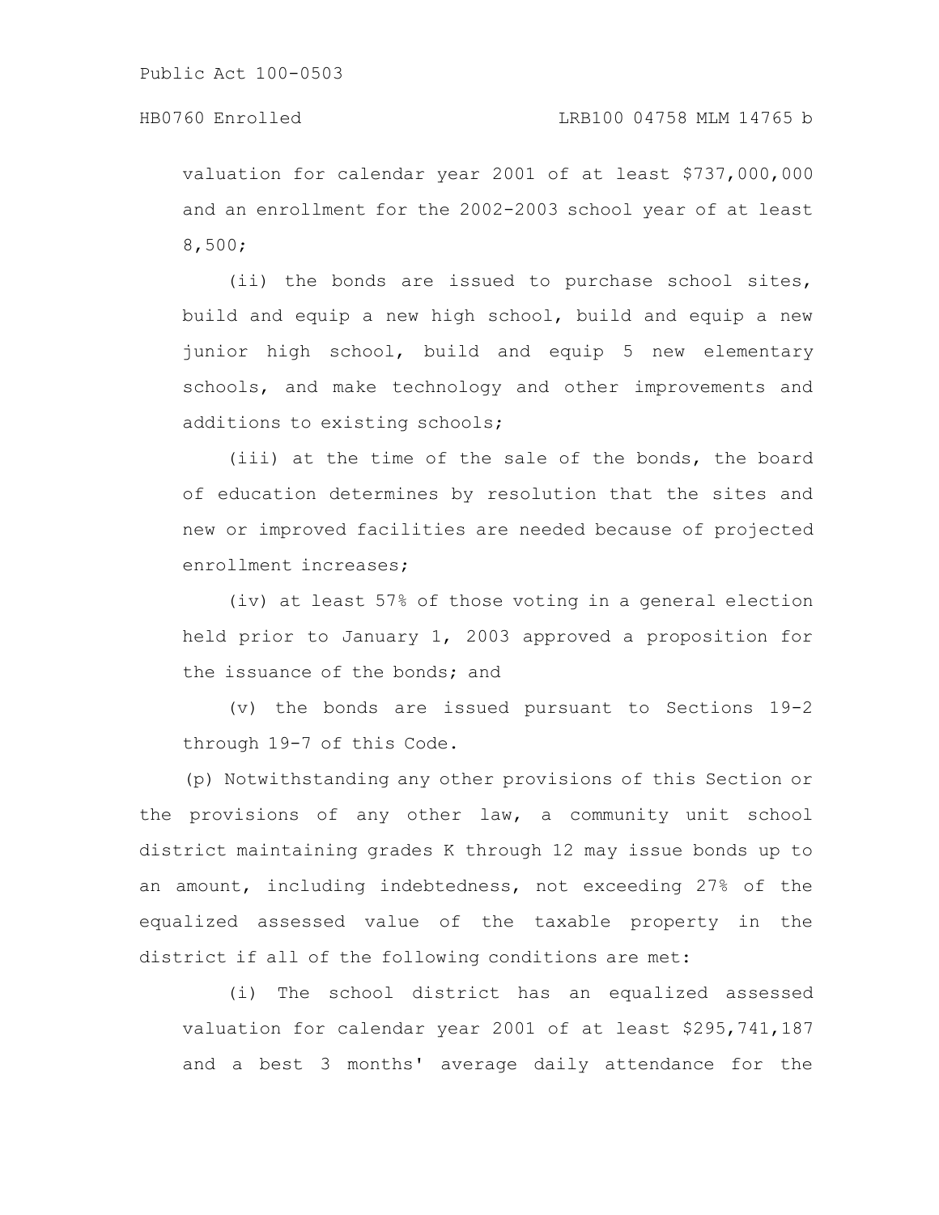valuation for calendar year 2001 of at least $737,000,000 and an enrollment for the 2002-2003 school year of at least 8,500;

(ii) the bonds are issued to purchase school sites, build and equip a new high school, build and equip a new junior high school, build and equip 5 new elementary schools, and make technology and other improvements and additions to existing schools;

(iii) at the time of the sale of the bonds, the board of education determines by resolution that the sites and new or improved facilities are needed because of projected enrollment increases;

(iv) at least 57% of those voting in a general election held prior to January 1, 2003 approved a proposition for the issuance of the bonds; and

(v) the bonds are issued pursuant to Sections 19-2 through 19-7 of this Code.

(p) Notwithstanding any other provisions of this Section or the provisions of any other law, a community unit school district maintaining grades K through 12 may issue bonds up to an amount, including indebtedness, not exceeding 27% of the equalized assessed value of the taxable property in the district if all of the following conditions are met:

(i) The school district has an equalized assessed valuation for calendar year 2001 of at least $295,741,187 and a best 3 months' average daily attendance for the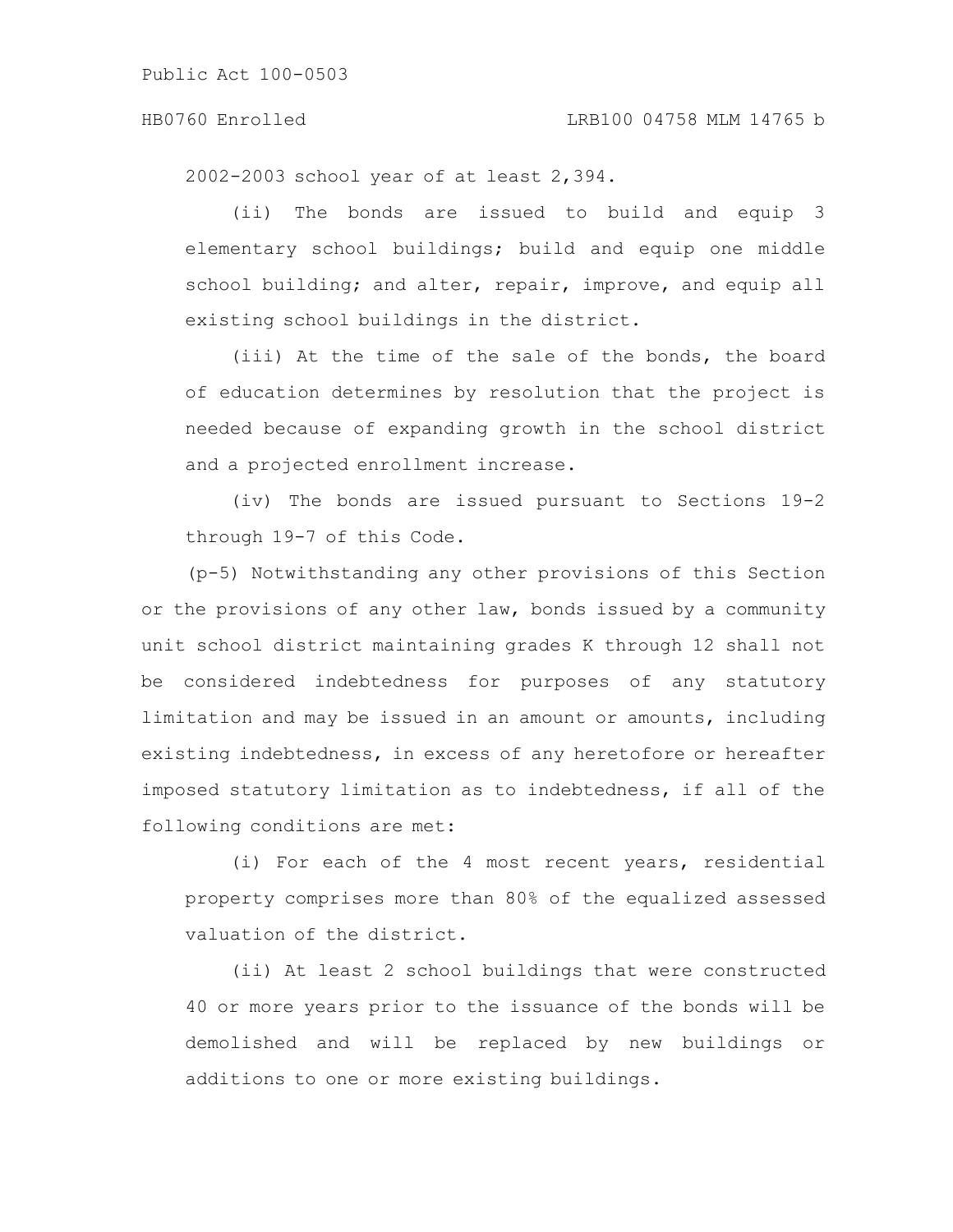2002-2003 school year of at least 2,394.

(ii) The bonds are issued to build and equip 3 elementary school buildings; build and equip one middle school building; and alter, repair, improve, and equip all existing school buildings in the district.

(iii) At the time of the sale of the bonds, the board of education determines by resolution that the project is needed because of expanding growth in the school district and a projected enrollment increase.

(iv) The bonds are issued pursuant to Sections 19-2 through 19-7 of this Code.

(p-5) Notwithstanding any other provisions of this Section or the provisions of any other law, bonds issued by a community unit school district maintaining grades K through 12 shall not be considered indebtedness for purposes of any statutory limitation and may be issued in an amount or amounts, including existing indebtedness, in excess of any heretofore or hereafter imposed statutory limitation as to indebtedness, if all of the following conditions are met:

(i) For each of the 4 most recent years, residential property comprises more than 80% of the equalized assessed valuation of the district.

(ii) At least 2 school buildings that were constructed 40 or more years prior to the issuance of the bonds will be demolished and will be replaced by new buildings or additions to one or more existing buildings.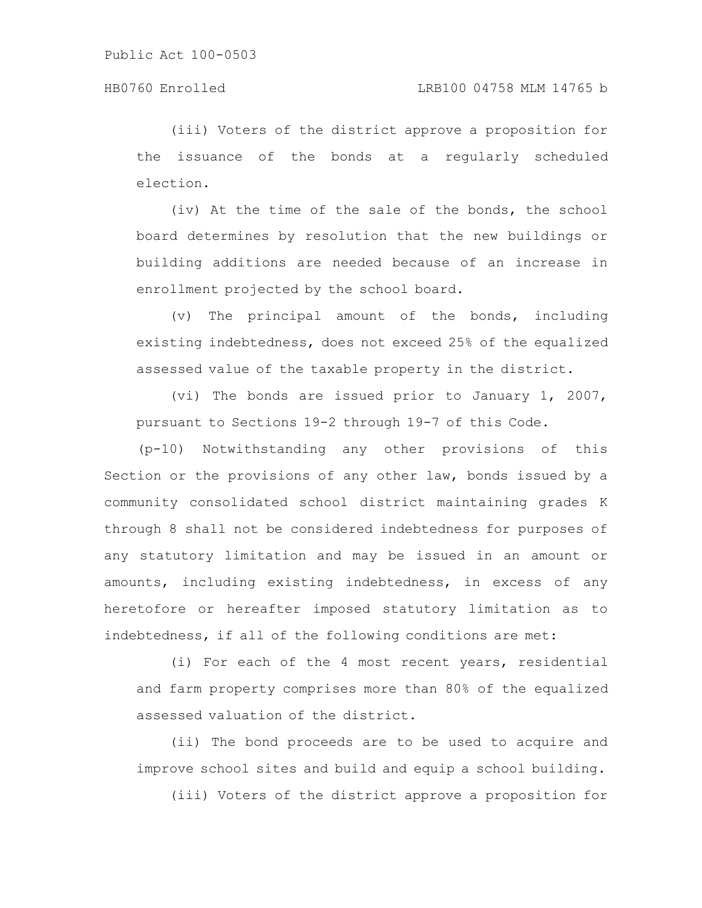(iii) Voters of the district approve a proposition for the issuance of the bonds at a regularly scheduled election.

(iv) At the time of the sale of the bonds, the school board determines by resolution that the new buildings or building additions are needed because of an increase in enrollment projected by the school board.

(v) The principal amount of the bonds, including existing indebtedness, does not exceed 25% of the equalized assessed value of the taxable property in the district.

(vi) The bonds are issued prior to January 1, 2007, pursuant to Sections 19-2 through 19-7 of this Code.

(p-10) Notwithstanding any other provisions of this Section or the provisions of any other law, bonds issued by a community consolidated school district maintaining grades K through 8 shall not be considered indebtedness for purposes of any statutory limitation and may be issued in an amount or amounts, including existing indebtedness, in excess of any heretofore or hereafter imposed statutory limitation as to indebtedness, if all of the following conditions are met:

(i) For each of the 4 most recent years, residential and farm property comprises more than 80% of the equalized assessed valuation of the district.

(ii) The bond proceeds are to be used to acquire and improve school sites and build and equip a school building.

(iii) Voters of the district approve a proposition for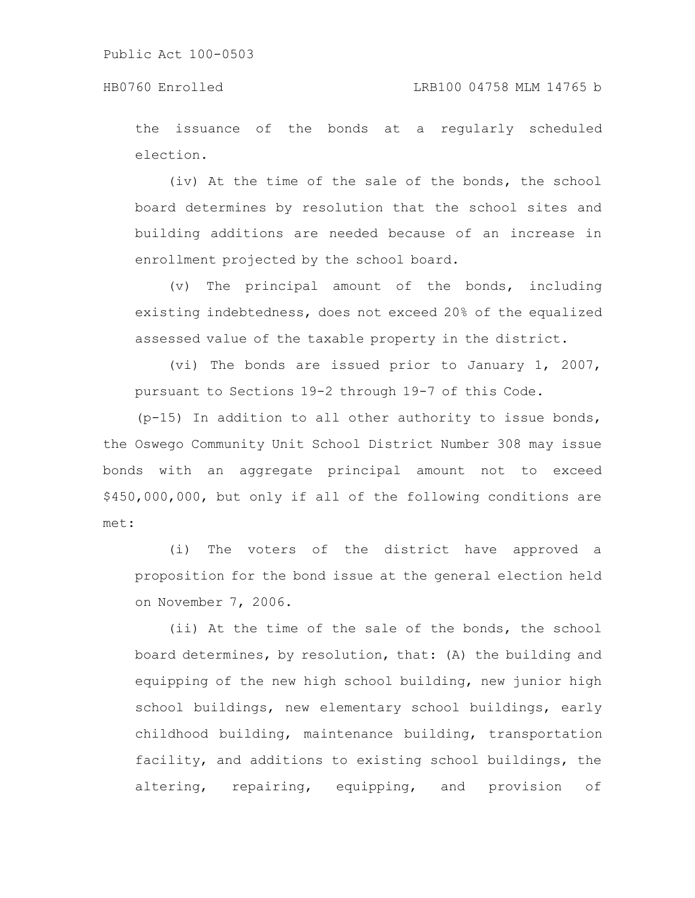the issuance of the bonds at a regularly scheduled election.

(iv) At the time of the sale of the bonds, the school board determines by resolution that the school sites and building additions are needed because of an increase in enrollment projected by the school board.

(v) The principal amount of the bonds, including existing indebtedness, does not exceed 20% of the equalized assessed value of the taxable property in the district.

(vi) The bonds are issued prior to January 1, 2007, pursuant to Sections 19-2 through 19-7 of this Code.

(p-15) In addition to all other authority to issue bonds, the Oswego Community Unit School District Number 308 may issue bonds with an aggregate principal amount not to exceed $450,000,000, but only if all of the following conditions are met:

(i) The voters of the district have approved a proposition for the bond issue at the general election held on November 7, 2006.

(ii) At the time of the sale of the bonds, the school board determines, by resolution, that: (A) the building and equipping of the new high school building, new junior high school buildings, new elementary school buildings, early childhood building, maintenance building, transportation facility, and additions to existing school buildings, the altering, repairing, equipping, and provision of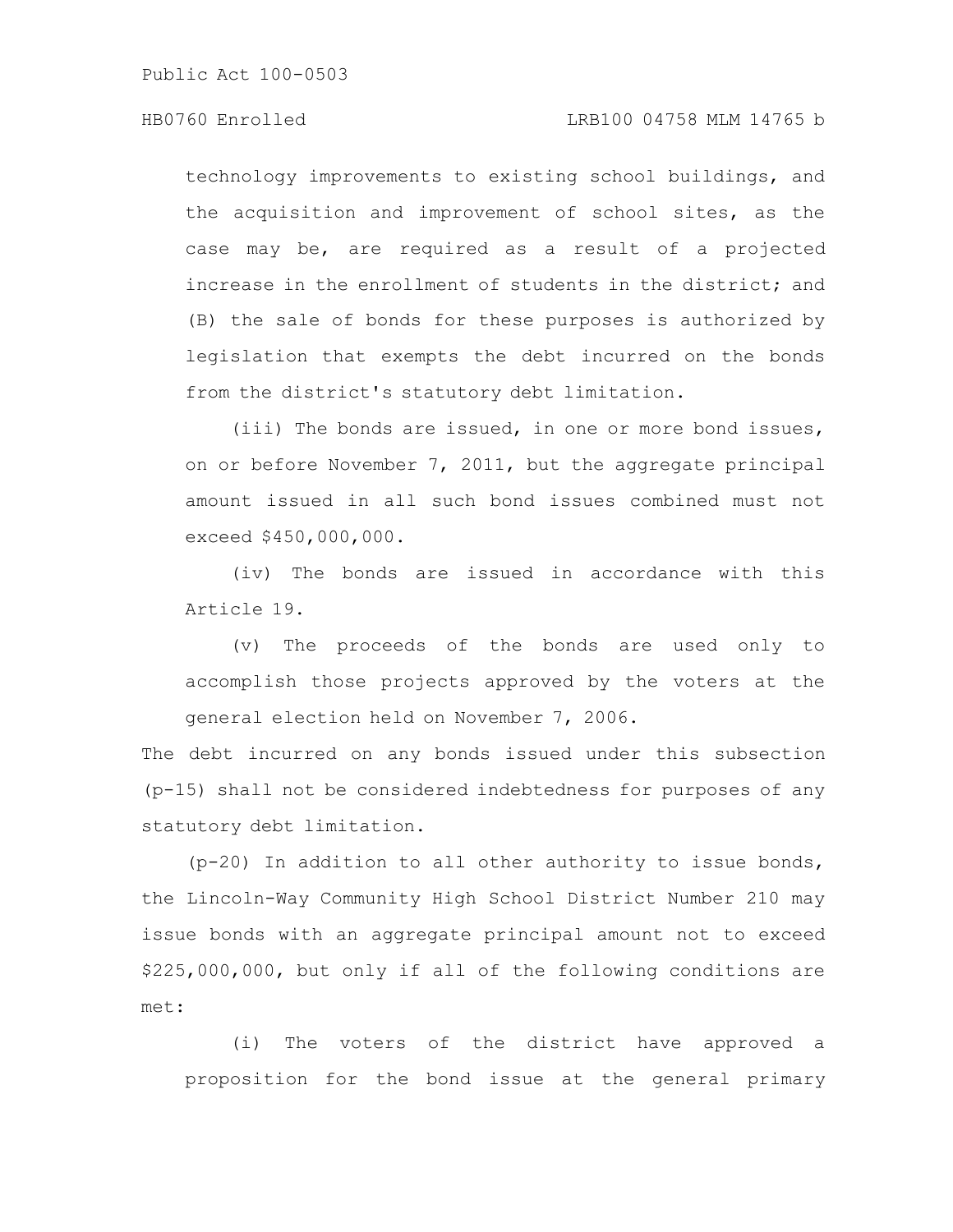technology improvements to existing school buildings, and the acquisition and improvement of school sites, as the case may be, are required as a result of a projected increase in the enrollment of students in the district; and (B) the sale of bonds for these purposes is authorized by legislation that exempts the debt incurred on the bonds from the district's statutory debt limitation.

(iii) The bonds are issued, in one or more bond issues, on or before November 7, 2011, but the aggregate principal amount issued in all such bond issues combined must not exceed $450,000,000.

(iv) The bonds are issued in accordance with this Article 19.

(v) The proceeds of the bonds are used only to accomplish those projects approved by the voters at the general election held on November 7, 2006.

The debt incurred on any bonds issued under this subsection (p-15) shall not be considered indebtedness for purposes of any statutory debt limitation.

(p-20) In addition to all other authority to issue bonds, the Lincoln-Way Community High School District Number 210 may issue bonds with an aggregate principal amount not to exceed $225,000,000, but only if all of the following conditions are met:

(i) The voters of the district have approved a proposition for the bond issue at the general primary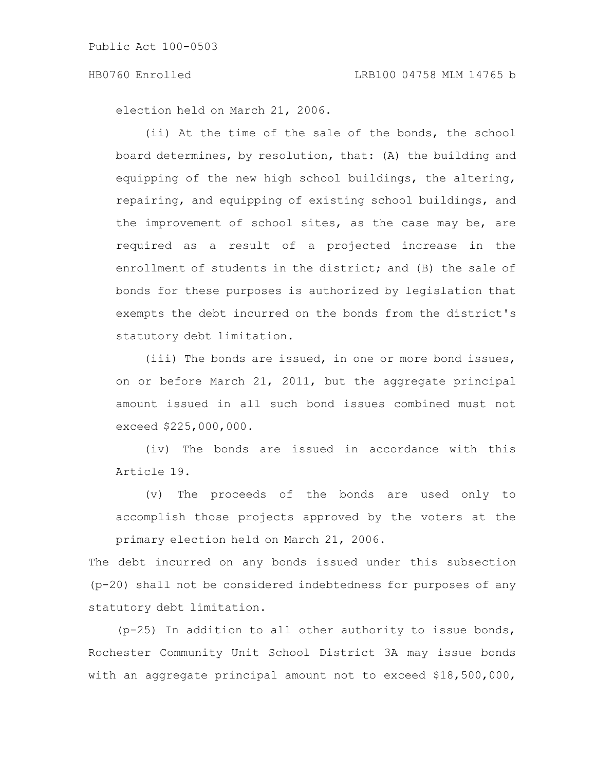election held on March 21, 2006.

(ii) At the time of the sale of the bonds, the school board determines, by resolution, that: (A) the building and equipping of the new high school buildings, the altering, repairing, and equipping of existing school buildings, and the improvement of school sites, as the case may be, are required as a result of a projected increase in the enrollment of students in the district; and (B) the sale of bonds for these purposes is authorized by legislation that exempts the debt incurred on the bonds from the district's statutory debt limitation.

(iii) The bonds are issued, in one or more bond issues, on or before March 21, 2011, but the aggregate principal amount issued in all such bond issues combined must not exceed $225,000,000.

(iv) The bonds are issued in accordance with this Article 19.

(v) The proceeds of the bonds are used only to accomplish those projects approved by the voters at the primary election held on March 21, 2006.

The debt incurred on any bonds issued under this subsection (p-20) shall not be considered indebtedness for purposes of any statutory debt limitation.

(p-25) In addition to all other authority to issue bonds, Rochester Community Unit School District 3A may issue bonds with an aggregate principal amount not to exceed $18,500,000,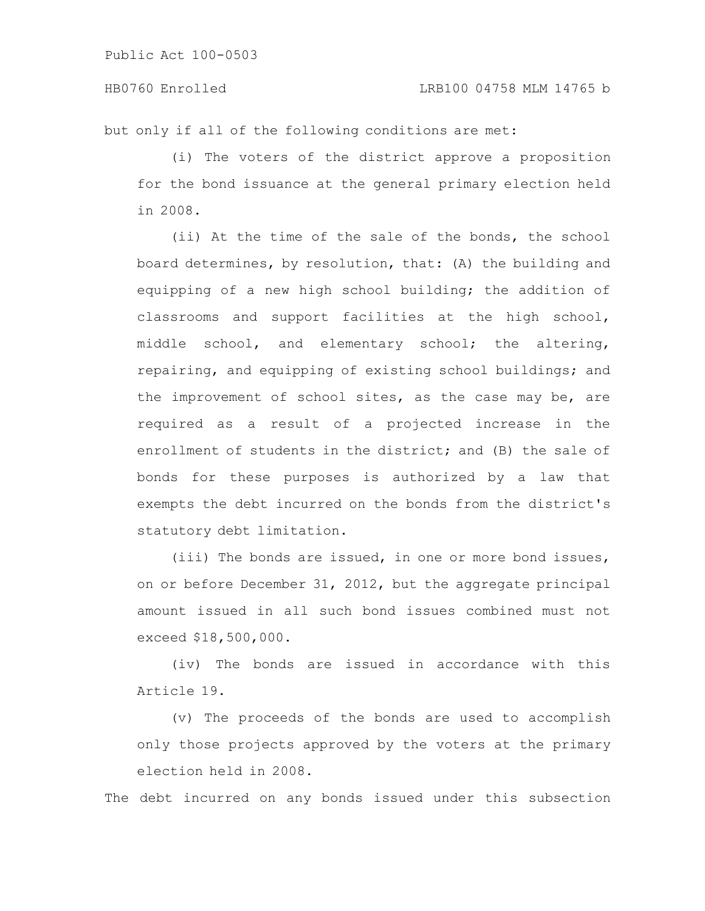but only if all of the following conditions are met:

(i) The voters of the district approve a proposition for the bond issuance at the general primary election held in 2008.

(ii) At the time of the sale of the bonds, the school board determines, by resolution, that: (A) the building and equipping of a new high school building; the addition of classrooms and support facilities at the high school, middle school, and elementary school; the altering, repairing, and equipping of existing school buildings; and the improvement of school sites, as the case may be, are required as a result of a projected increase in the enrollment of students in the district; and (B) the sale of bonds for these purposes is authorized by a law that exempts the debt incurred on the bonds from the district's statutory debt limitation.

(iii) The bonds are issued, in one or more bond issues, on or before December 31, 2012, but the aggregate principal amount issued in all such bond issues combined must not exceed $18,500,000.

(iv) The bonds are issued in accordance with this Article 19.

(v) The proceeds of the bonds are used to accomplish only those projects approved by the voters at the primary election held in 2008.

The debt incurred on any bonds issued under this subsection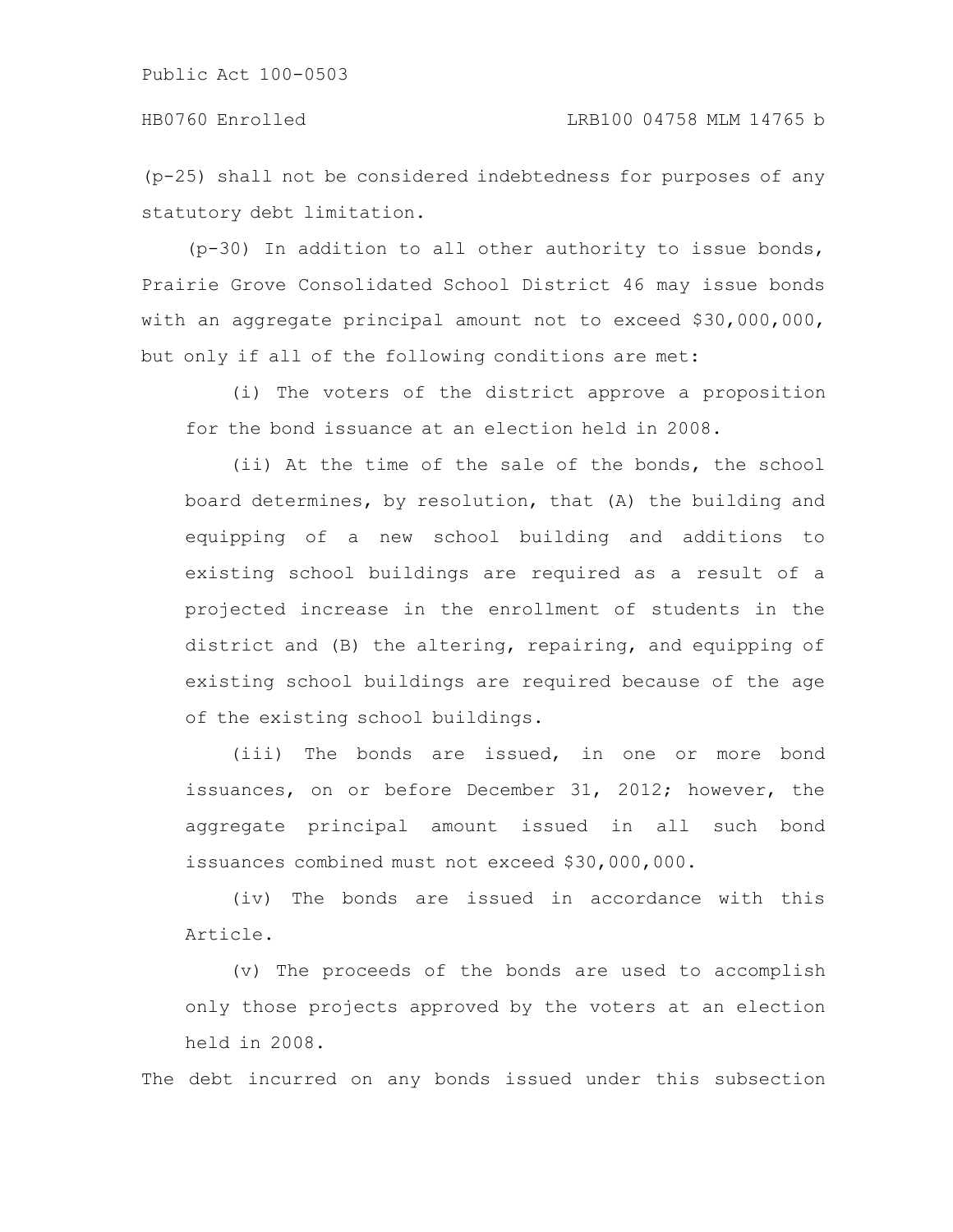(p-25) shall not be considered indebtedness for purposes of any statutory debt limitation.

(p-30) In addition to all other authority to issue bonds, Prairie Grove Consolidated School District 46 may issue bonds with an aggregate principal amount not to exceed $30,000,000, but only if all of the following conditions are met:

(i) The voters of the district approve a proposition for the bond issuance at an election held in 2008.

(ii) At the time of the sale of the bonds, the school board determines, by resolution, that (A) the building and equipping of a new school building and additions to existing school buildings are required as a result of a projected increase in the enrollment of students in the district and (B) the altering, repairing, and equipping of existing school buildings are required because of the age of the existing school buildings.

(iii) The bonds are issued, in one or more bond issuances, on or before December 31, 2012; however, the aggregate principal amount issued in all such bond issuances combined must not exceed $30,000,000.

(iv) The bonds are issued in accordance with this Article.

(v) The proceeds of the bonds are used to accomplish only those projects approved by the voters at an election held in 2008.

The debt incurred on any bonds issued under this subsection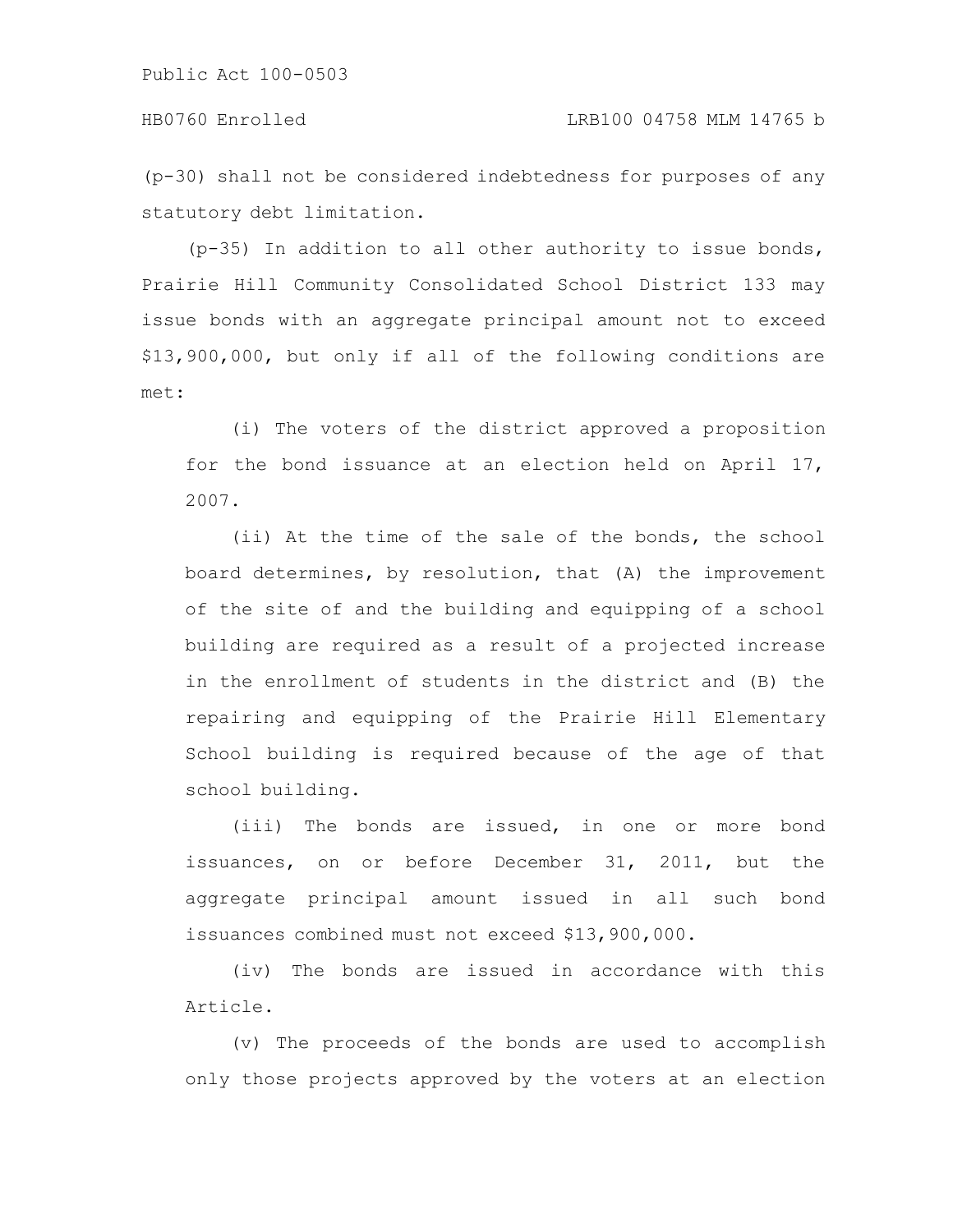(p-30) shall not be considered indebtedness for purposes of any statutory debt limitation.

(p-35) In addition to all other authority to issue bonds, Prairie Hill Community Consolidated School District 133 may issue bonds with an aggregate principal amount not to exceed $13,900,000, but only if all of the following conditions are met:

(i) The voters of the district approved a proposition for the bond issuance at an election held on April 17, 2007.

(ii) At the time of the sale of the bonds, the school board determines, by resolution, that (A) the improvement of the site of and the building and equipping of a school building are required as a result of a projected increase in the enrollment of students in the district and (B) the repairing and equipping of the Prairie Hill Elementary School building is required because of the age of that school building.

(iii) The bonds are issued, in one or more bond issuances, on or before December 31, 2011, but the aggregate principal amount issued in all such bond issuances combined must not exceed $13,900,000.

(iv) The bonds are issued in accordance with this Article.

(v) The proceeds of the bonds are used to accomplish only those projects approved by the voters at an election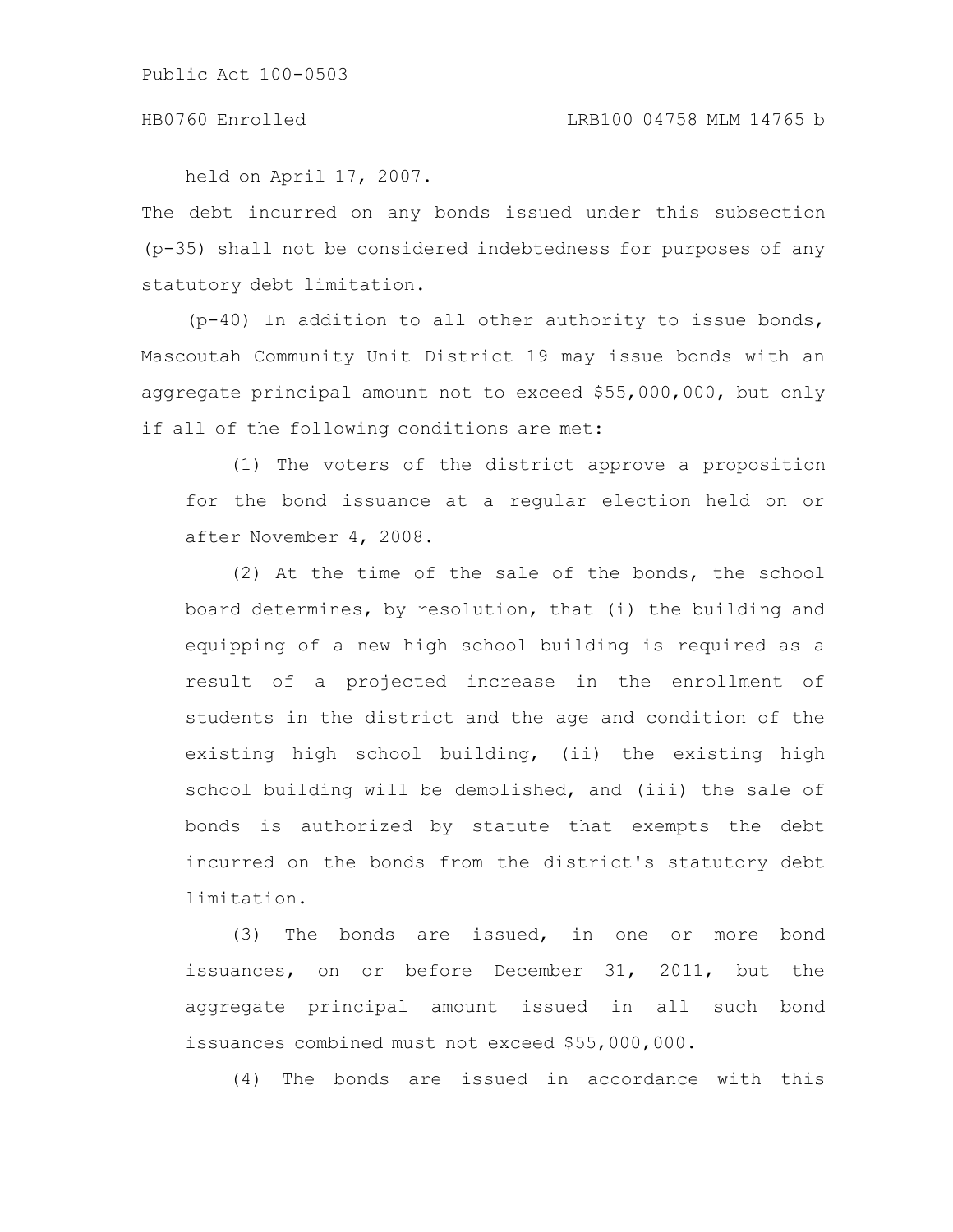held on April 17, 2007.

The debt incurred on any bonds issued under this subsection (p-35) shall not be considered indebtedness for purposes of any statutory debt limitation.

(p-40) In addition to all other authority to issue bonds, Mascoutah Community Unit District 19 may issue bonds with an aggregate principal amount not to exceed $55,000,000, but only if all of the following conditions are met:

(1) The voters of the district approve a proposition for the bond issuance at a regular election held on or after November 4, 2008.

(2) At the time of the sale of the bonds, the school board determines, by resolution, that (i) the building and equipping of a new high school building is required as a result of a projected increase in the enrollment of students in the district and the age and condition of the existing high school building, (ii) the existing high school building will be demolished, and (iii) the sale of bonds is authorized by statute that exempts the debt incurred on the bonds from the district's statutory debt limitation.

(3) The bonds are issued, in one or more bond issuances, on or before December 31, 2011, but the aggregate principal amount issued in all such bond issuances combined must not exceed $55,000,000.

(4) The bonds are issued in accordance with this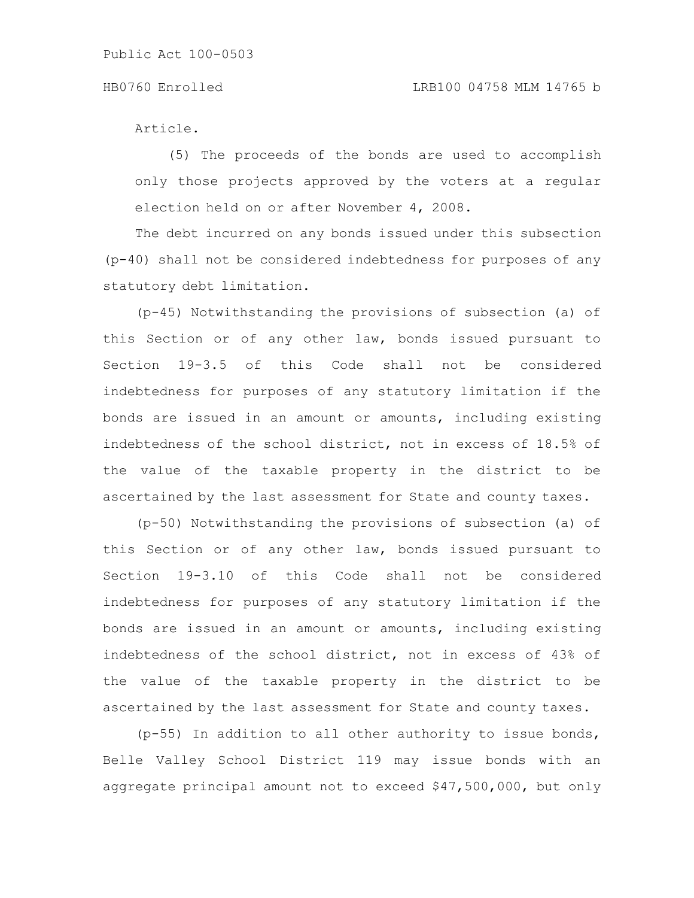Article.

(5) The proceeds of the bonds are used to accomplish only those projects approved by the voters at a regular election held on or after November 4, 2008.

The debt incurred on any bonds issued under this subsection (p-40) shall not be considered indebtedness for purposes of any statutory debt limitation.

(p-45) Notwithstanding the provisions of subsection (a) of this Section or of any other law, bonds issued pursuant to Section 19-3.5 of this Code shall not be considered indebtedness for purposes of any statutory limitation if the bonds are issued in an amount or amounts, including existing indebtedness of the school district, not in excess of 18.5% of the value of the taxable property in the district to be ascertained by the last assessment for State and county taxes.

(p-50) Notwithstanding the provisions of subsection (a) of this Section or of any other law, bonds issued pursuant to Section 19-3.10 of this Code shall not be considered indebtedness for purposes of any statutory limitation if the bonds are issued in an amount or amounts, including existing indebtedness of the school district, not in excess of 43% of the value of the taxable property in the district to be ascertained by the last assessment for State and county taxes.

(p-55) In addition to all other authority to issue bonds, Belle Valley School District 119 may issue bonds with an aggregate principal amount not to exceed $47,500,000, but only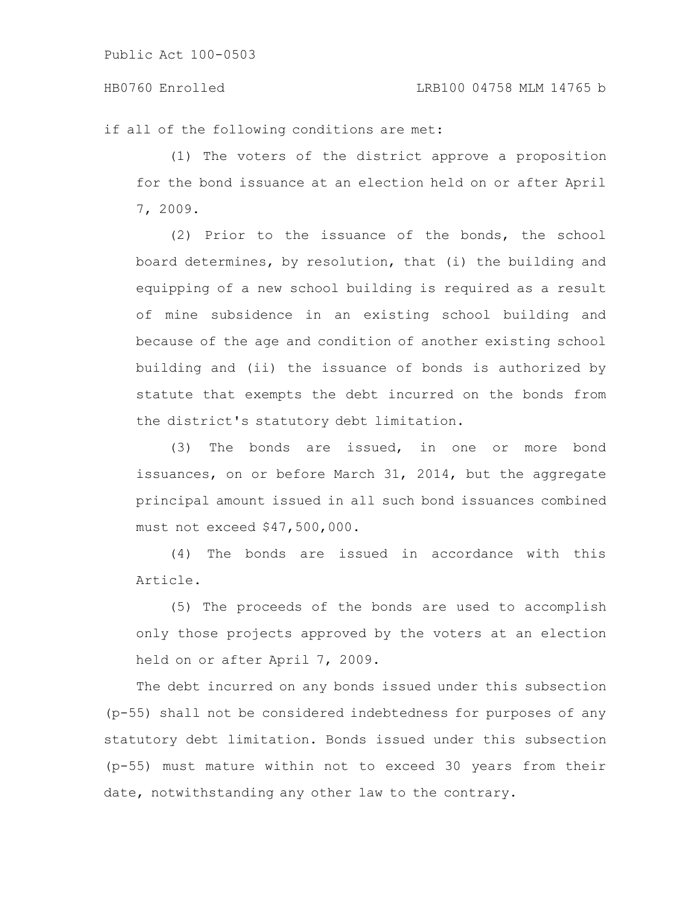if all of the following conditions are met:

(1) The voters of the district approve a proposition for the bond issuance at an election held on or after April 7, 2009.

(2) Prior to the issuance of the bonds, the school board determines, by resolution, that (i) the building and equipping of a new school building is required as a result of mine subsidence in an existing school building and because of the age and condition of another existing school building and (ii) the issuance of bonds is authorized by statute that exempts the debt incurred on the bonds from the district's statutory debt limitation.

(3) The bonds are issued, in one or more bond issuances, on or before March 31, 2014, but the aggregate principal amount issued in all such bond issuances combined must not exceed $47,500,000.

(4) The bonds are issued in accordance with this Article.

(5) The proceeds of the bonds are used to accomplish only those projects approved by the voters at an election held on or after April 7, 2009.

The debt incurred on any bonds issued under this subsection (p-55) shall not be considered indebtedness for purposes of any statutory debt limitation. Bonds issued under this subsection (p-55) must mature within not to exceed 30 years from their date, notwithstanding any other law to the contrary.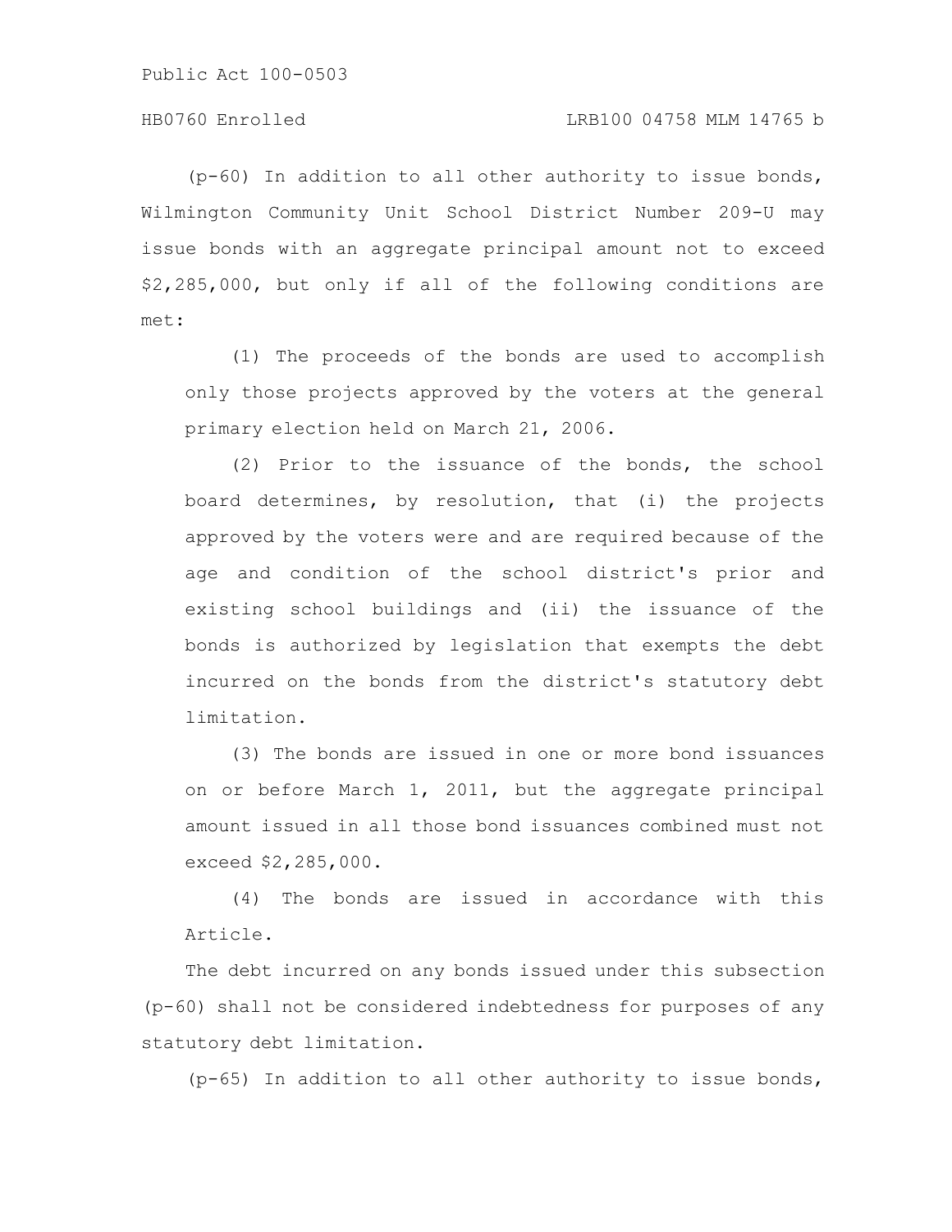(p-60) In addition to all other authority to issue bonds, Wilmington Community Unit School District Number 209-U may issue bonds with an aggregate principal amount not to exceed $2,285,000, but only if all of the following conditions are met:

(1) The proceeds of the bonds are used to accomplish only those projects approved by the voters at the general primary election held on March 21, 2006.

(2) Prior to the issuance of the bonds, the school board determines, by resolution, that (i) the projects approved by the voters were and are required because of the age and condition of the school district's prior and existing school buildings and (ii) the issuance of the bonds is authorized by legislation that exempts the debt incurred on the bonds from the district's statutory debt limitation.

(3) The bonds are issued in one or more bond issuances on or before March 1, 2011, but the aggregate principal amount issued in all those bond issuances combined must not exceed $2,285,000.

(4) The bonds are issued in accordance with this Article.

The debt incurred on any bonds issued under this subsection (p-60) shall not be considered indebtedness for purposes of any statutory debt limitation.

(p-65) In addition to all other authority to issue bonds,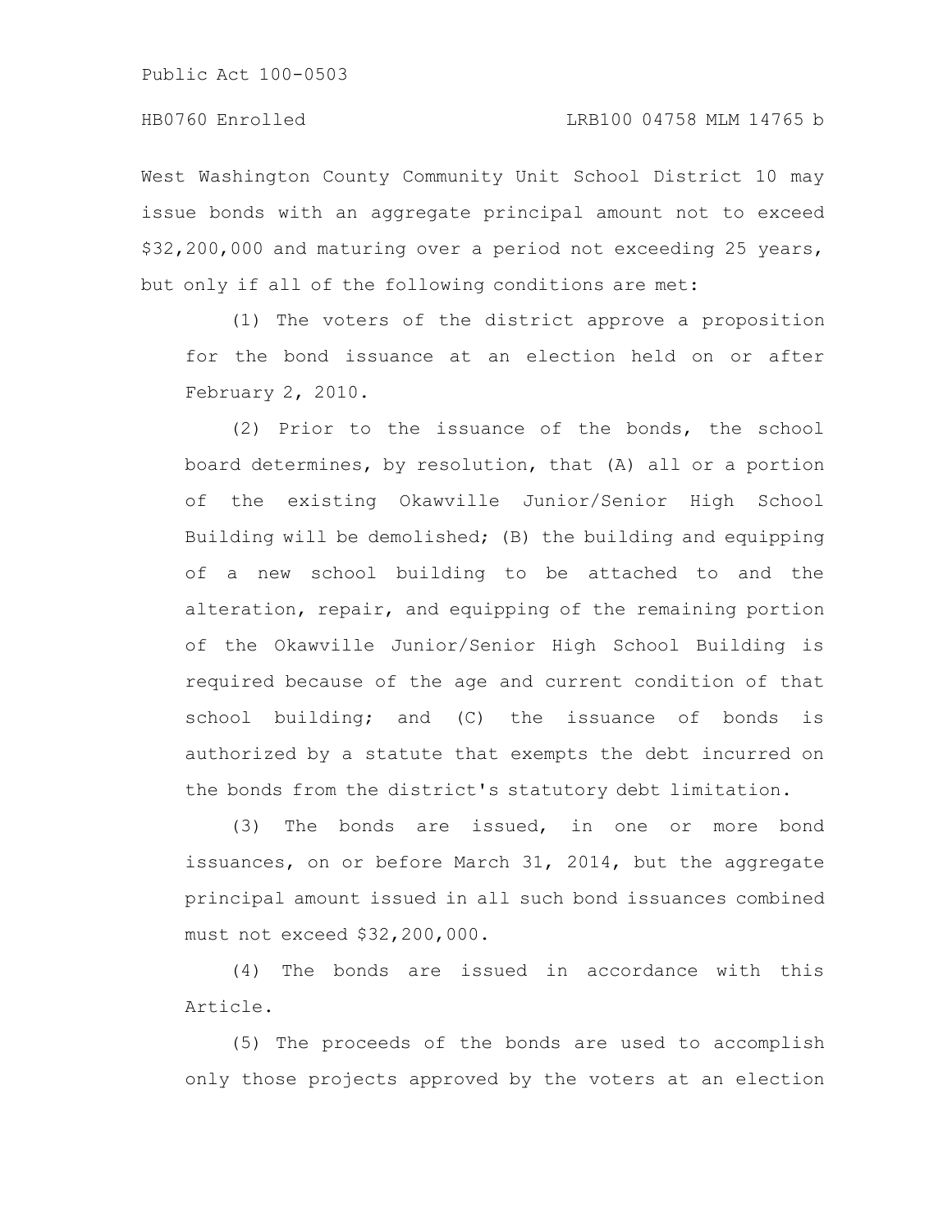West Washington County Community Unit School District 10 may issue bonds with an aggregate principal amount not to exceed $32,200,000 and maturing over a period not exceeding 25 years, but only if all of the following conditions are met:

(1) The voters of the district approve a proposition for the bond issuance at an election held on or after February 2, 2010.

(2) Prior to the issuance of the bonds, the school board determines, by resolution, that (A) all or a portion of the existing Okawville Junior/Senior High School Building will be demolished; (B) the building and equipping of a new school building to be attached to and the alteration, repair, and equipping of the remaining portion of the Okawville Junior/Senior High School Building is required because of the age and current condition of that school building; and (C) the issuance of bonds is authorized by a statute that exempts the debt incurred on the bonds from the district's statutory debt limitation.

(3) The bonds are issued, in one or more bond issuances, on or before March 31, 2014, but the aggregate principal amount issued in all such bond issuances combined must not exceed $32,200,000.

(4) The bonds are issued in accordance with this Article.

(5) The proceeds of the bonds are used to accomplish only those projects approved by the voters at an election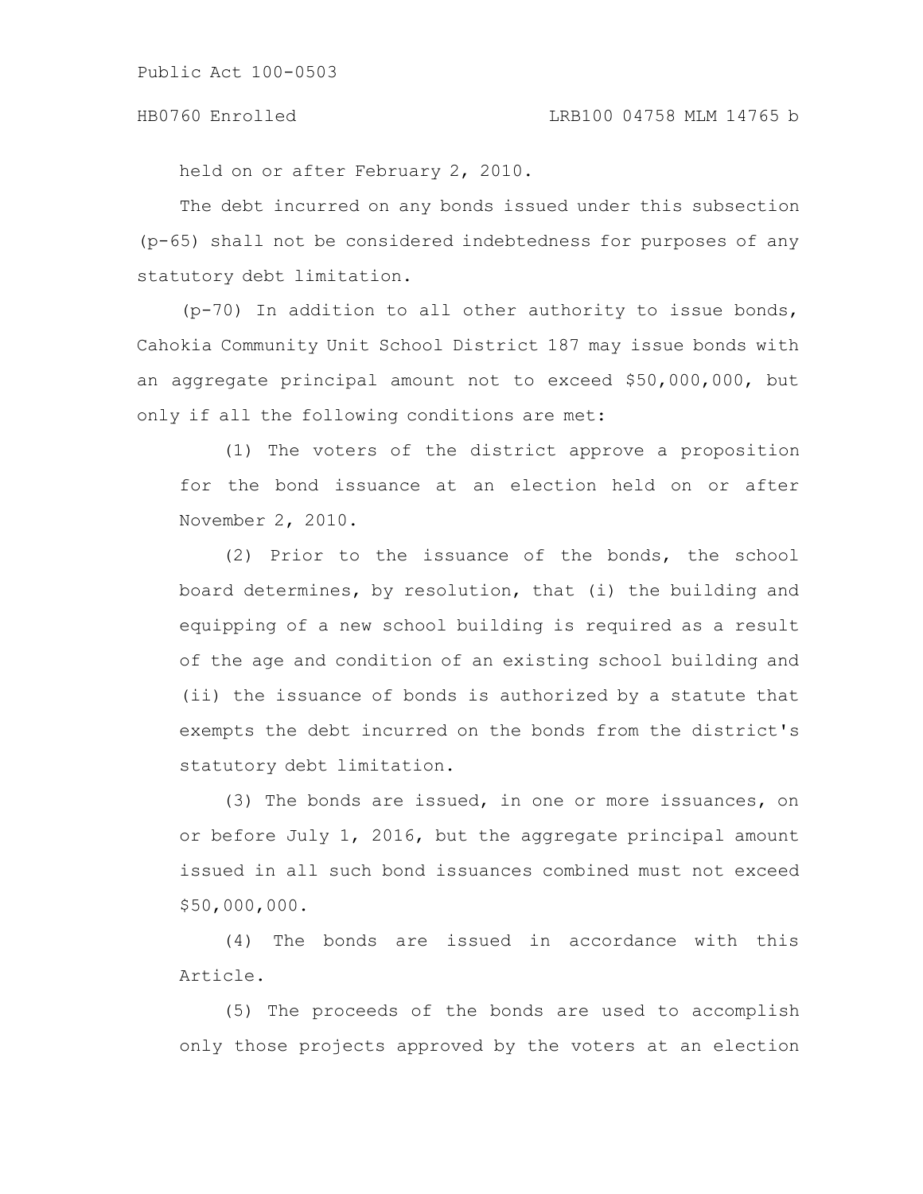held on or after February 2, 2010.

The debt incurred on any bonds issued under this subsection (p-65) shall not be considered indebtedness for purposes of any statutory debt limitation.

(p-70) In addition to all other authority to issue bonds, Cahokia Community Unit School District 187 may issue bonds with an aggregate principal amount not to exceed $50,000,000, but only if all the following conditions are met:

(1) The voters of the district approve a proposition for the bond issuance at an election held on or after November 2, 2010.

(2) Prior to the issuance of the bonds, the school board determines, by resolution, that (i) the building and equipping of a new school building is required as a result of the age and condition of an existing school building and (ii) the issuance of bonds is authorized by a statute that exempts the debt incurred on the bonds from the district's statutory debt limitation.

(3) The bonds are issued, in one or more issuances, on or before July 1, 2016, but the aggregate principal amount issued in all such bond issuances combined must not exceed $50,000,000.

(4) The bonds are issued in accordance with this Article.

(5) The proceeds of the bonds are used to accomplish only those projects approved by the voters at an election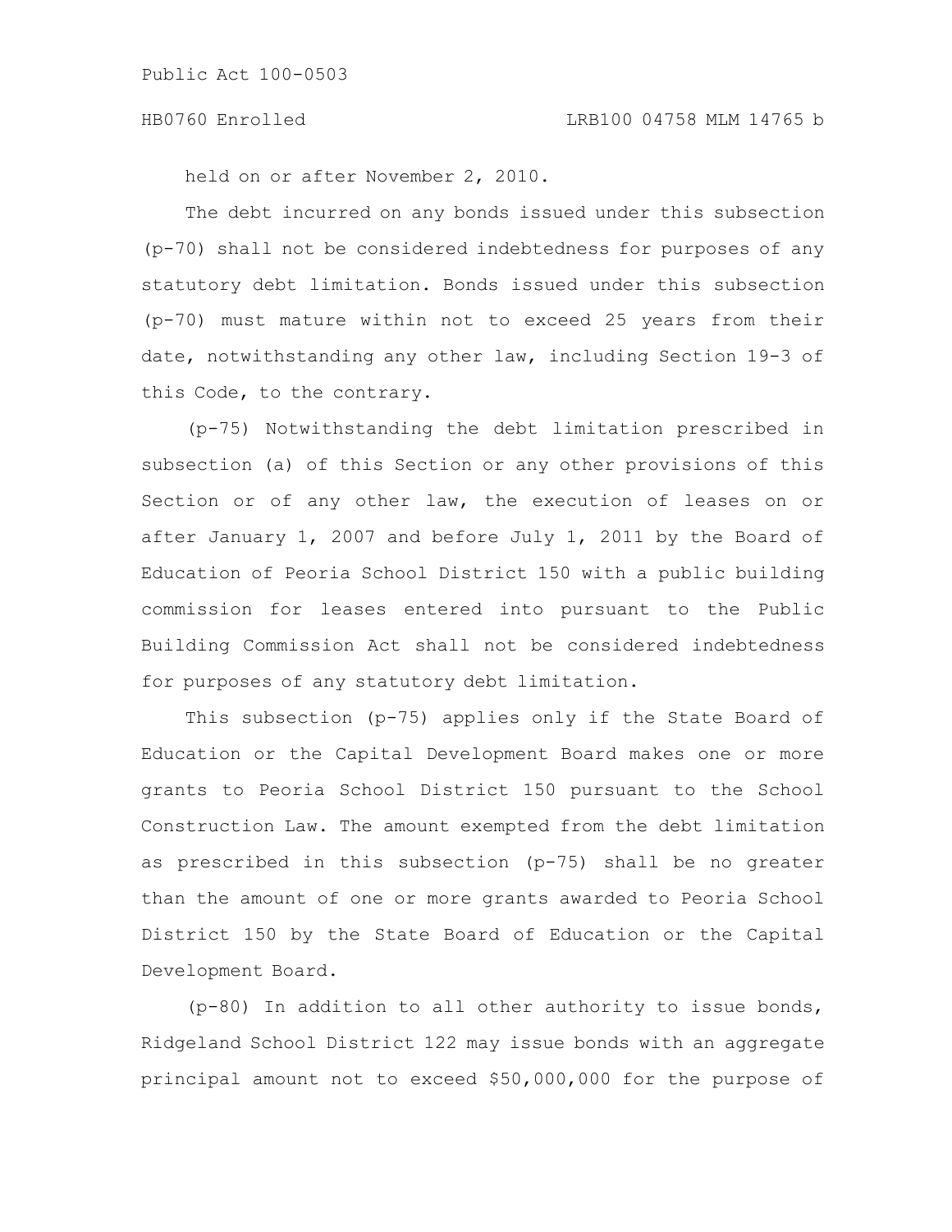held on or after November 2, 2010.

The debt incurred on any bonds issued under this subsection (p-70) shall not be considered indebtedness for purposes of any statutory debt limitation. Bonds issued under this subsection (p-70) must mature within not to exceed 25 years from their date, notwithstanding any other law, including Section 19-3 of this Code, to the contrary.

(p-75) Notwithstanding the debt limitation prescribed in subsection (a) of this Section or any other provisions of this Section or of any other law, the execution of leases on or after January 1, 2007 and before July 1, 2011 by the Board of Education of Peoria School District 150 with a public building commission for leases entered into pursuant to the Public Building Commission Act shall not be considered indebtedness for purposes of any statutory debt limitation.

This subsection (p-75) applies only if the State Board of Education or the Capital Development Board makes one or more grants to Peoria School District 150 pursuant to the School Construction Law. The amount exempted from the debt limitation as prescribed in this subsection (p-75) shall be no greater than the amount of one or more grants awarded to Peoria School District 150 by the State Board of Education or the Capital Development Board.

(p-80) In addition to all other authority to issue bonds, Ridgeland School District 122 may issue bonds with an aggregate principal amount not to exceed $50,000,000 for the purpose of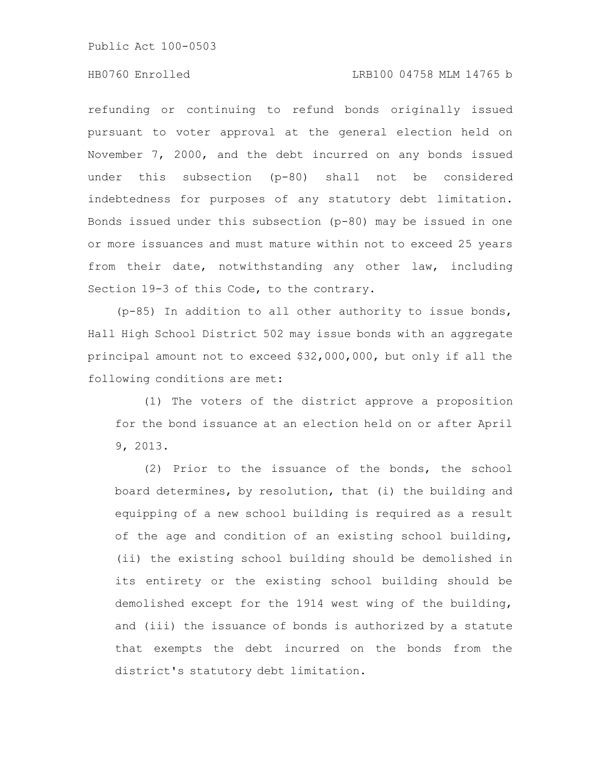refunding or continuing to refund bonds originally issued pursuant to voter approval at the general election held on November 7, 2000, and the debt incurred on any bonds issued under this subsection (p-80) shall not be considered indebtedness for purposes of any statutory debt limitation. Bonds issued under this subsection (p-80) may be issued in one or more issuances and must mature within not to exceed 25 years from their date, notwithstanding any other law, including Section 19-3 of this Code, to the contrary.

(p-85) In addition to all other authority to issue bonds, Hall High School District 502 may issue bonds with an aggregate principal amount not to exceed $32,000,000, but only if all the following conditions are met:

(1) The voters of the district approve a proposition for the bond issuance at an election held on or after April 9, 2013.

(2) Prior to the issuance of the bonds, the school board determines, by resolution, that (i) the building and equipping of a new school building is required as a result of the age and condition of an existing school building, (ii) the existing school building should be demolished in its entirety or the existing school building should be demolished except for the 1914 west wing of the building, and (iii) the issuance of bonds is authorized by a statute that exempts the debt incurred on the bonds from the district's statutory debt limitation.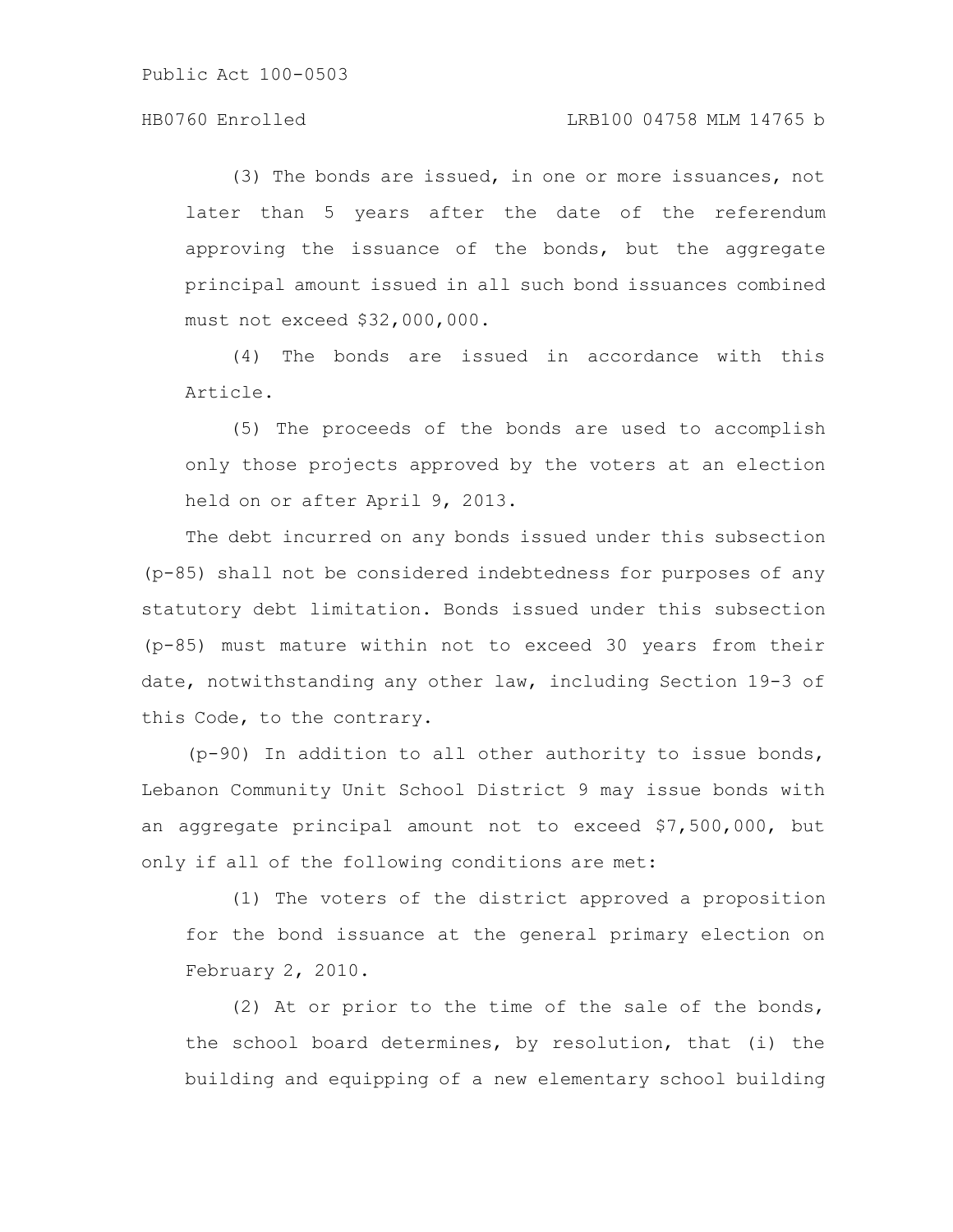(3) The bonds are issued, in one or more issuances, not later than 5 years after the date of the referendum approving the issuance of the bonds, but the aggregate principal amount issued in all such bond issuances combined must not exceed $32,000,000.

(4) The bonds are issued in accordance with this Article.

(5) The proceeds of the bonds are used to accomplish only those projects approved by the voters at an election held on or after April 9, 2013.

The debt incurred on any bonds issued under this subsection (p-85) shall not be considered indebtedness for purposes of any statutory debt limitation. Bonds issued under this subsection (p-85) must mature within not to exceed 30 years from their date, notwithstanding any other law, including Section 19-3 of this Code, to the contrary.

(p-90) In addition to all other authority to issue bonds, Lebanon Community Unit School District 9 may issue bonds with an aggregate principal amount not to exceed $7,500,000, but only if all of the following conditions are met:

(1) The voters of the district approved a proposition for the bond issuance at the general primary election on February 2, 2010.

(2) At or prior to the time of the sale of the bonds, the school board determines, by resolution, that (i) the building and equipping of a new elementary school building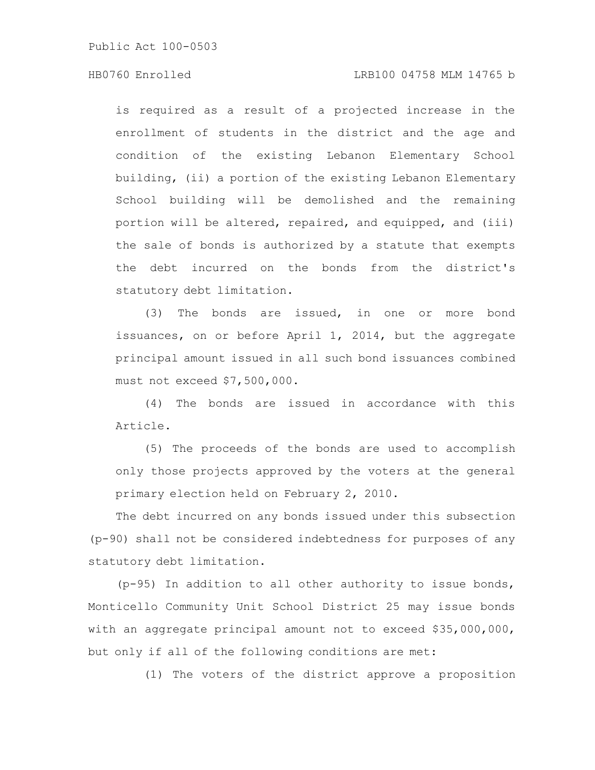is required as a result of a projected increase in the enrollment of students in the district and the age and condition of the existing Lebanon Elementary School building, (ii) a portion of the existing Lebanon Elementary School building will be demolished and the remaining portion will be altered, repaired, and equipped, and (iii) the sale of bonds is authorized by a statute that exempts the debt incurred on the bonds from the district's statutory debt limitation.

(3) The bonds are issued, in one or more bond issuances, on or before April 1, 2014, but the aggregate principal amount issued in all such bond issuances combined must not exceed $7,500,000.

(4) The bonds are issued in accordance with this Article.

(5) The proceeds of the bonds are used to accomplish only those projects approved by the voters at the general primary election held on February 2, 2010.

The debt incurred on any bonds issued under this subsection (p-90) shall not be considered indebtedness for purposes of any statutory debt limitation.

(p-95) In addition to all other authority to issue bonds, Monticello Community Unit School District 25 may issue bonds with an aggregate principal amount not to exceed $35,000,000, but only if all of the following conditions are met:

(1) The voters of the district approve a proposition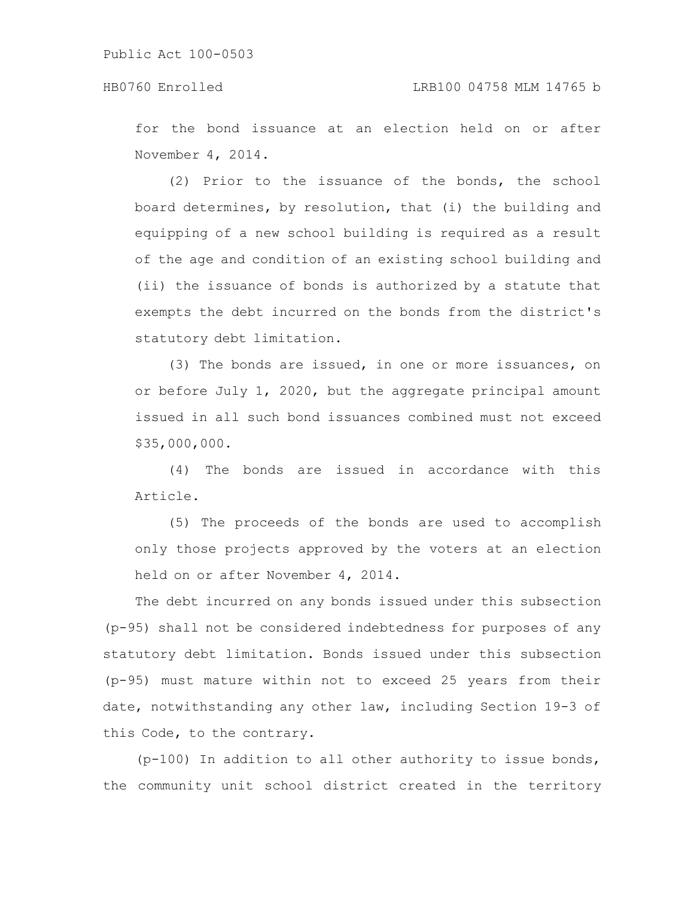for the bond issuance at an election held on or after November 4, 2014.

(2) Prior to the issuance of the bonds, the school board determines, by resolution, that (i) the building and equipping of a new school building is required as a result of the age and condition of an existing school building and (ii) the issuance of bonds is authorized by a statute that exempts the debt incurred on the bonds from the district's statutory debt limitation.

(3) The bonds are issued, in one or more issuances, on or before July 1, 2020, but the aggregate principal amount issued in all such bond issuances combined must not exceed $35,000,000.

(4) The bonds are issued in accordance with this Article.

(5) The proceeds of the bonds are used to accomplish only those projects approved by the voters at an election held on or after November 4, 2014.

The debt incurred on any bonds issued under this subsection (p-95) shall not be considered indebtedness for purposes of any statutory debt limitation. Bonds issued under this subsection (p-95) must mature within not to exceed 25 years from their date, notwithstanding any other law, including Section 19-3 of this Code, to the contrary.

(p-100) In addition to all other authority to issue bonds, the community unit school district created in the territory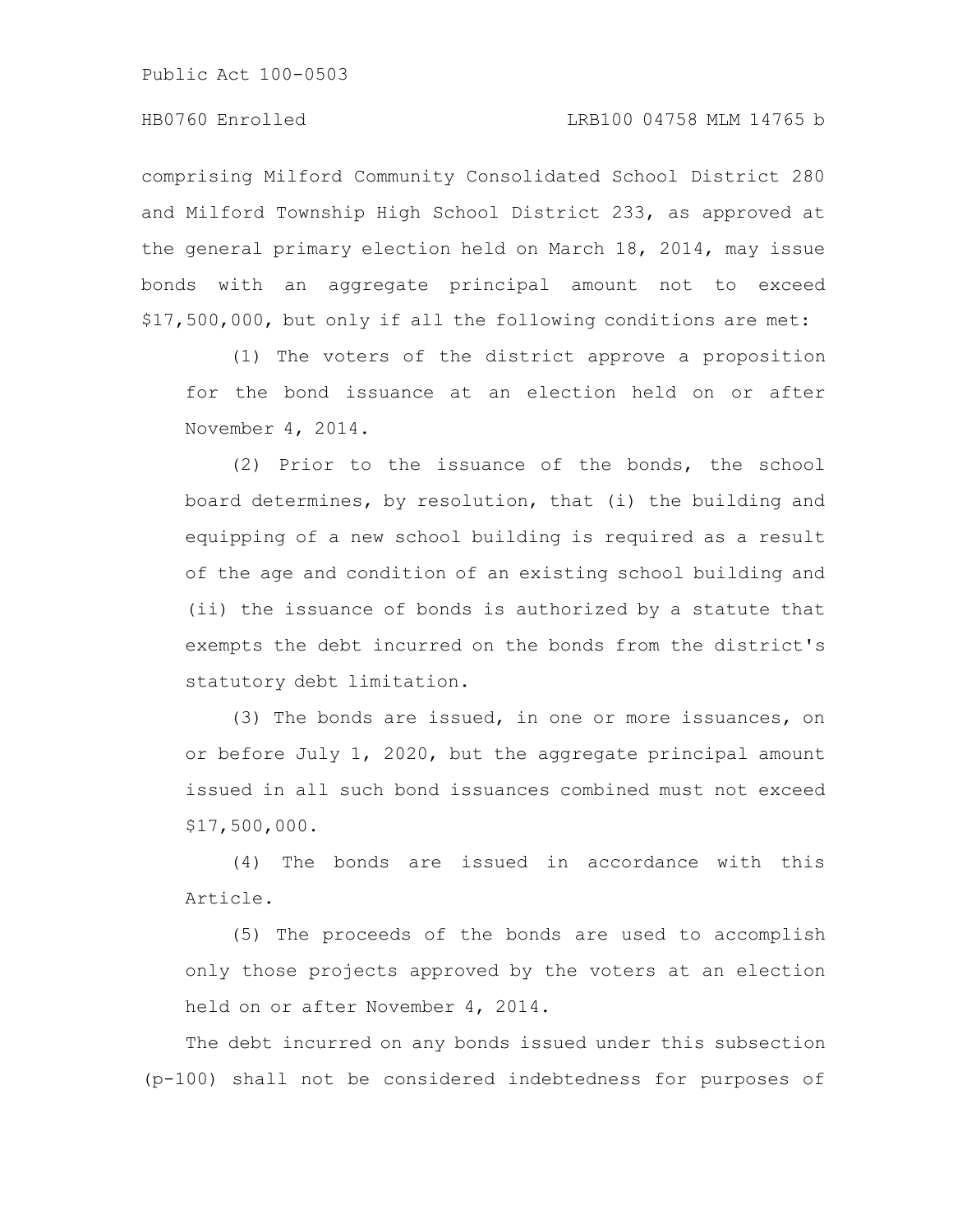comprising Milford Community Consolidated School District 280 and Milford Township High School District 233, as approved at the general primary election held on March 18, 2014, may issue bonds with an aggregate principal amount not to exceed $17,500,000, but only if all the following conditions are met:

(1) The voters of the district approve a proposition for the bond issuance at an election held on or after November 4, 2014.

(2) Prior to the issuance of the bonds, the school board determines, by resolution, that (i) the building and equipping of a new school building is required as a result of the age and condition of an existing school building and (ii) the issuance of bonds is authorized by a statute that exempts the debt incurred on the bonds from the district's statutory debt limitation.

(3) The bonds are issued, in one or more issuances, on or before July 1, 2020, but the aggregate principal amount issued in all such bond issuances combined must not exceed $17,500,000.

(4) The bonds are issued in accordance with this Article.

(5) The proceeds of the bonds are used to accomplish only those projects approved by the voters at an election held on or after November 4, 2014.

The debt incurred on any bonds issued under this subsection (p-100) shall not be considered indebtedness for purposes of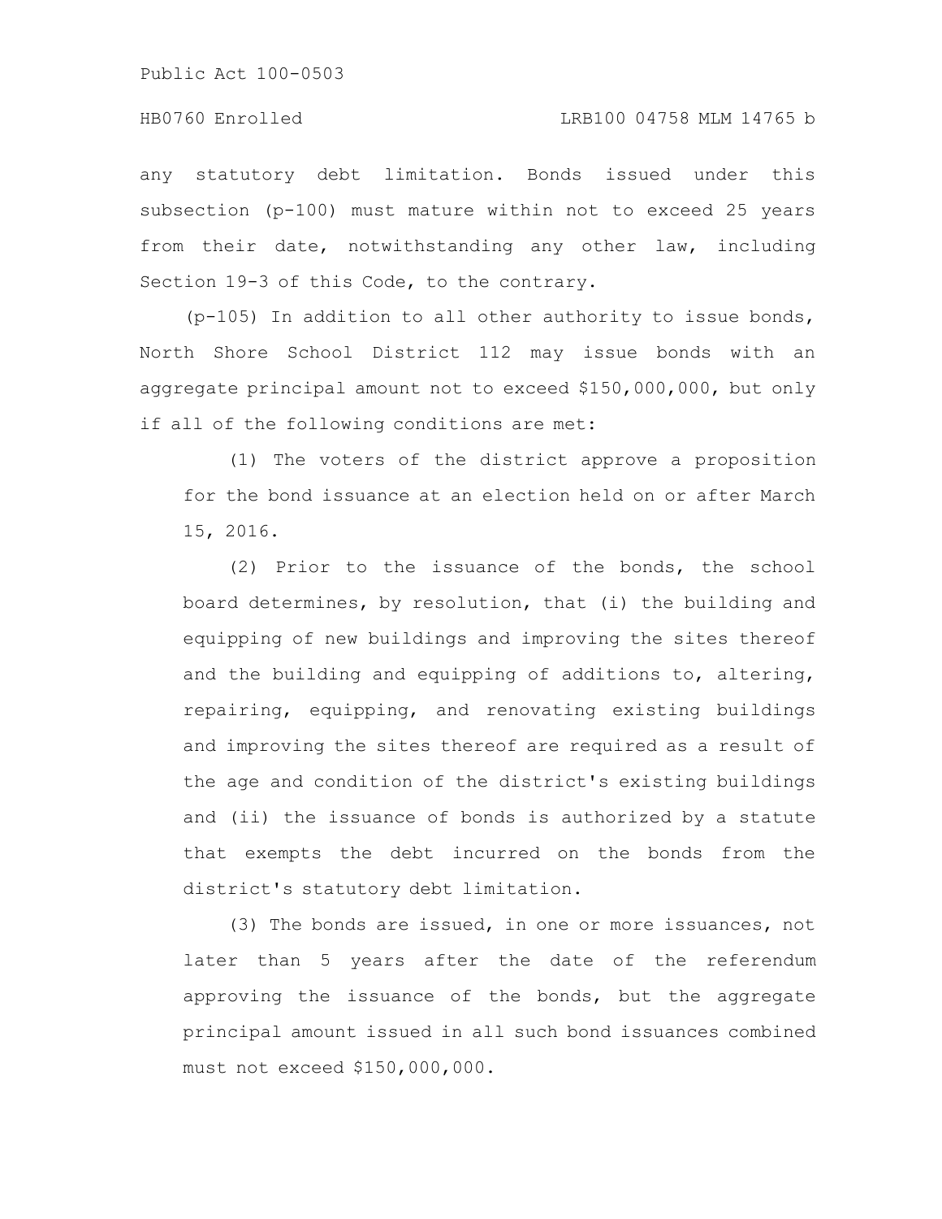any statutory debt limitation. Bonds issued under this subsection (p-100) must mature within not to exceed 25 years from their date, notwithstanding any other law, including Section 19-3 of this Code, to the contrary.

(p-105) In addition to all other authority to issue bonds, North Shore School District 112 may issue bonds with an aggregate principal amount not to exceed $150,000,000, but only if all of the following conditions are met:

(1) The voters of the district approve a proposition for the bond issuance at an election held on or after March 15, 2016.

(2) Prior to the issuance of the bonds, the school board determines, by resolution, that (i) the building and equipping of new buildings and improving the sites thereof and the building and equipping of additions to, altering, repairing, equipping, and renovating existing buildings and improving the sites thereof are required as a result of the age and condition of the district's existing buildings and (ii) the issuance of bonds is authorized by a statute that exempts the debt incurred on the bonds from the district's statutory debt limitation.

(3) The bonds are issued, in one or more issuances, not later than 5 years after the date of the referendum approving the issuance of the bonds, but the aggregate principal amount issued in all such bond issuances combined must not exceed $150,000,000.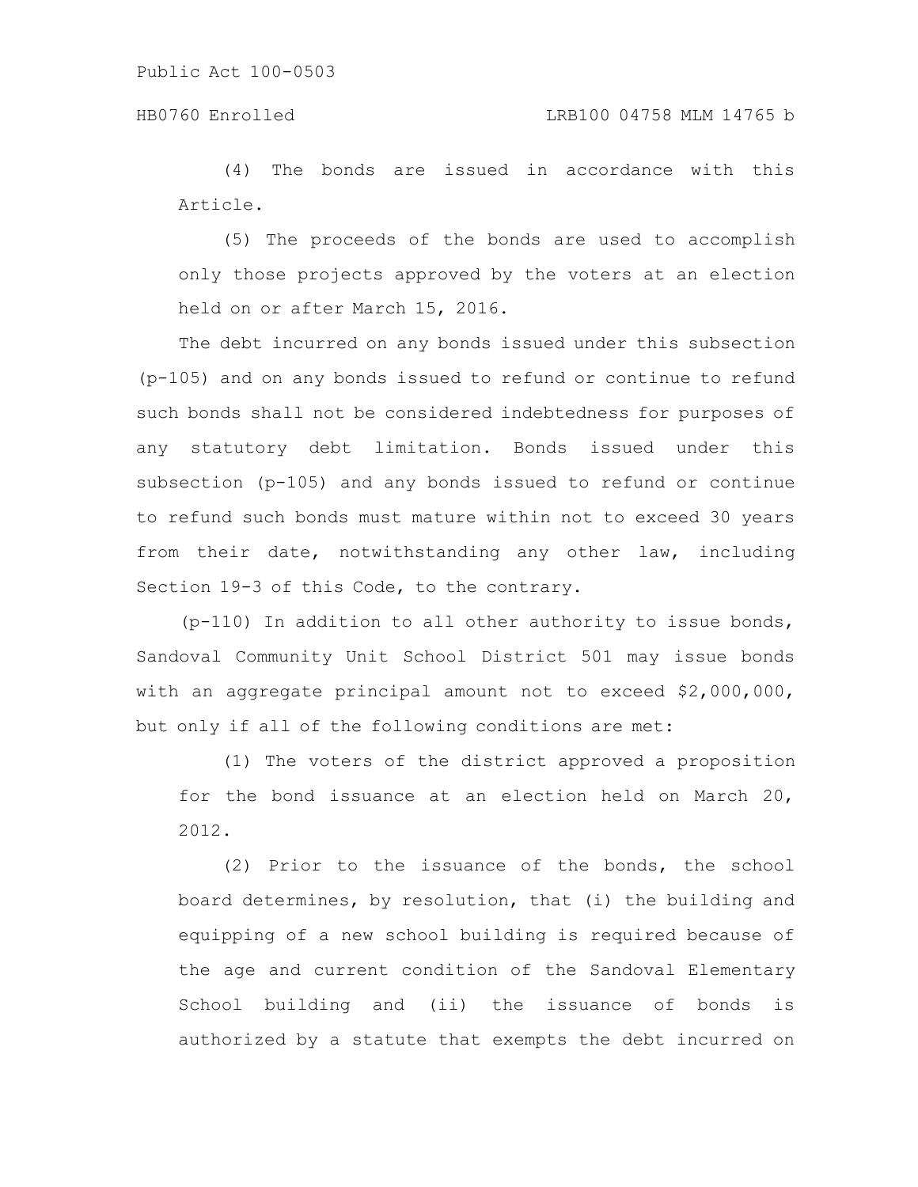(4) The bonds are issued in accordance with this Article.

(5) The proceeds of the bonds are used to accomplish only those projects approved by the voters at an election held on or after March 15, 2016.

The debt incurred on any bonds issued under this subsection (p-105) and on any bonds issued to refund or continue to refund such bonds shall not be considered indebtedness for purposes of any statutory debt limitation. Bonds issued under this subsection (p-105) and any bonds issued to refund or continue to refund such bonds must mature within not to exceed 30 years from their date, notwithstanding any other law, including Section 19-3 of this Code, to the contrary.

(p-110) In addition to all other authority to issue bonds, Sandoval Community Unit School District 501 may issue bonds with an aggregate principal amount not to exceed $2,000,000, but only if all of the following conditions are met:

(1) The voters of the district approved a proposition for the bond issuance at an election held on March 20, 2012.

(2) Prior to the issuance of the bonds, the school board determines, by resolution, that (i) the building and equipping of a new school building is required because of the age and current condition of the Sandoval Elementary School building and (ii) the issuance of bonds is authorized by a statute that exempts the debt incurred on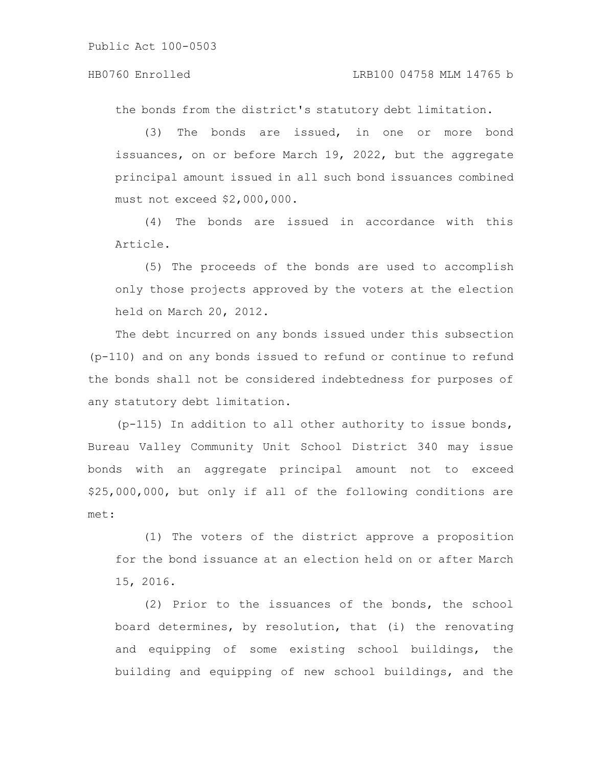the bonds from the district's statutory debt limitation.

(3) The bonds are issued, in one or more bond issuances, on or before March 19, 2022, but the aggregate principal amount issued in all such bond issuances combined must not exceed $2,000,000.

(4) The bonds are issued in accordance with this Article.

(5) The proceeds of the bonds are used to accomplish only those projects approved by the voters at the election held on March 20, 2012.

The debt incurred on any bonds issued under this subsection (p-110) and on any bonds issued to refund or continue to refund the bonds shall not be considered indebtedness for purposes of any statutory debt limitation.

(p-115) In addition to all other authority to issue bonds, Bureau Valley Community Unit School District 340 may issue bonds with an aggregate principal amount not to exceed $25,000,000, but only if all of the following conditions are met:

(1) The voters of the district approve a proposition for the bond issuance at an election held on or after March 15, 2016.

(2) Prior to the issuances of the bonds, the school board determines, by resolution, that (i) the renovating and equipping of some existing school buildings, the building and equipping of new school buildings, and the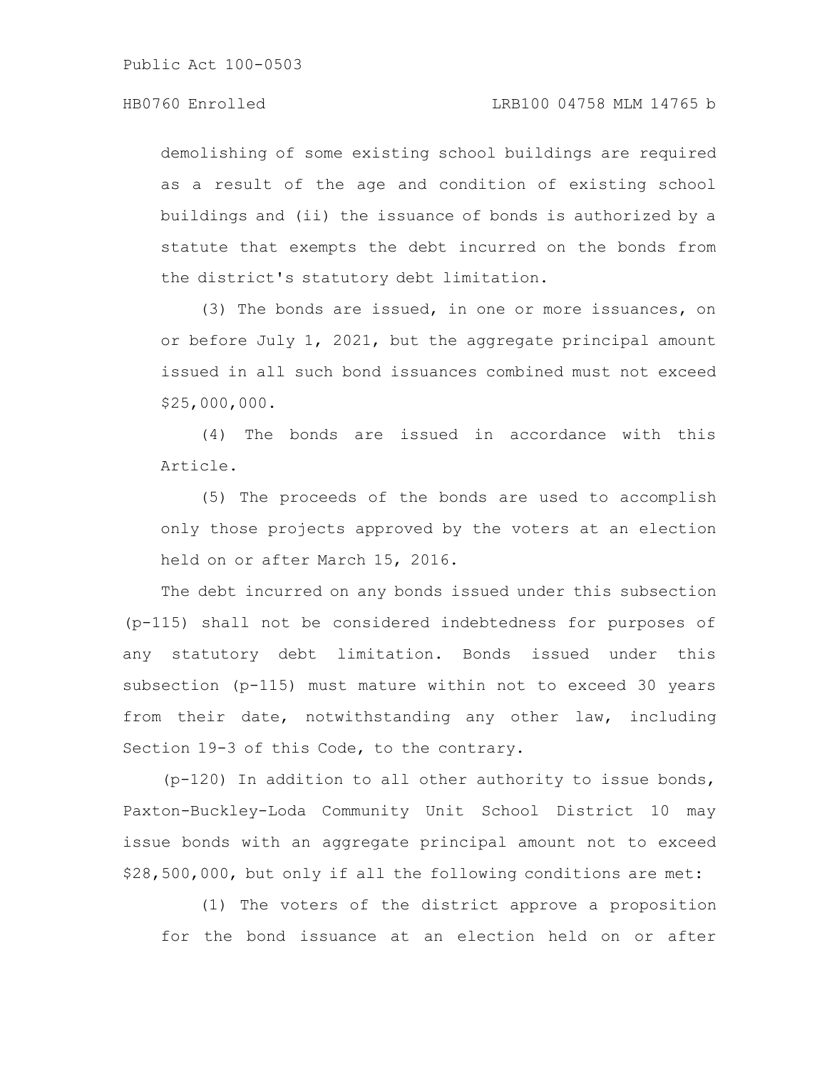demolishing of some existing school buildings are required as a result of the age and condition of existing school buildings and (ii) the issuance of bonds is authorized by a statute that exempts the debt incurred on the bonds from the district's statutory debt limitation.

(3) The bonds are issued, in one or more issuances, on or before July 1, 2021, but the aggregate principal amount issued in all such bond issuances combined must not exceed $25,000,000.

(4) The bonds are issued in accordance with this Article.

(5) The proceeds of the bonds are used to accomplish only those projects approved by the voters at an election held on or after March 15, 2016.

The debt incurred on any bonds issued under this subsection (p-115) shall not be considered indebtedness for purposes of any statutory debt limitation. Bonds issued under this subsection (p-115) must mature within not to exceed 30 years from their date, notwithstanding any other law, including Section 19-3 of this Code, to the contrary.

(p-120) In addition to all other authority to issue bonds, Paxton-Buckley-Loda Community Unit School District 10 may issue bonds with an aggregate principal amount not to exceed $28,500,000, but only if all the following conditions are met:

(1) The voters of the district approve a proposition for the bond issuance at an election held on or after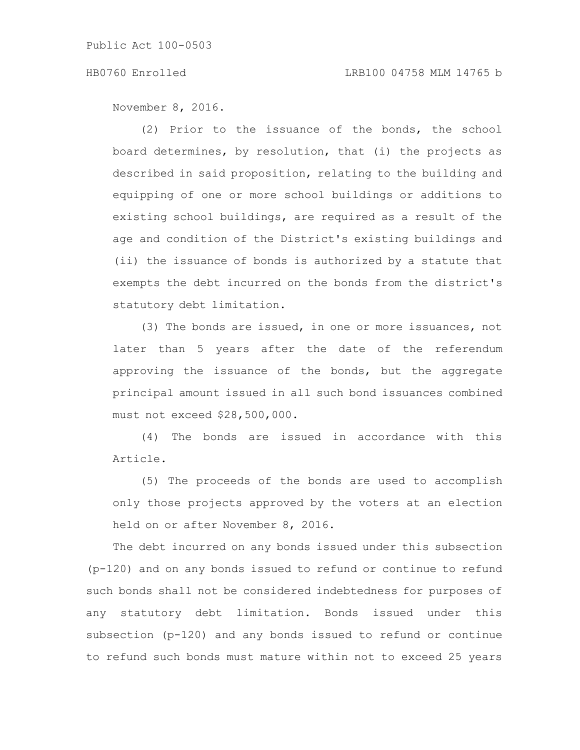November 8, 2016.

(2) Prior to the issuance of the bonds, the school board determines, by resolution, that (i) the projects as described in said proposition, relating to the building and equipping of one or more school buildings or additions to existing school buildings, are required as a result of the age and condition of the District's existing buildings and (ii) the issuance of bonds is authorized by a statute that exempts the debt incurred on the bonds from the district's statutory debt limitation.

(3) The bonds are issued, in one or more issuances, not later than 5 years after the date of the referendum approving the issuance of the bonds, but the aggregate principal amount issued in all such bond issuances combined must not exceed $28,500,000.

(4) The bonds are issued in accordance with this Article.

(5) The proceeds of the bonds are used to accomplish only those projects approved by the voters at an election held on or after November 8, 2016.

The debt incurred on any bonds issued under this subsection (p-120) and on any bonds issued to refund or continue to refund such bonds shall not be considered indebtedness for purposes of any statutory debt limitation. Bonds issued under this subsection (p-120) and any bonds issued to refund or continue to refund such bonds must mature within not to exceed 25 years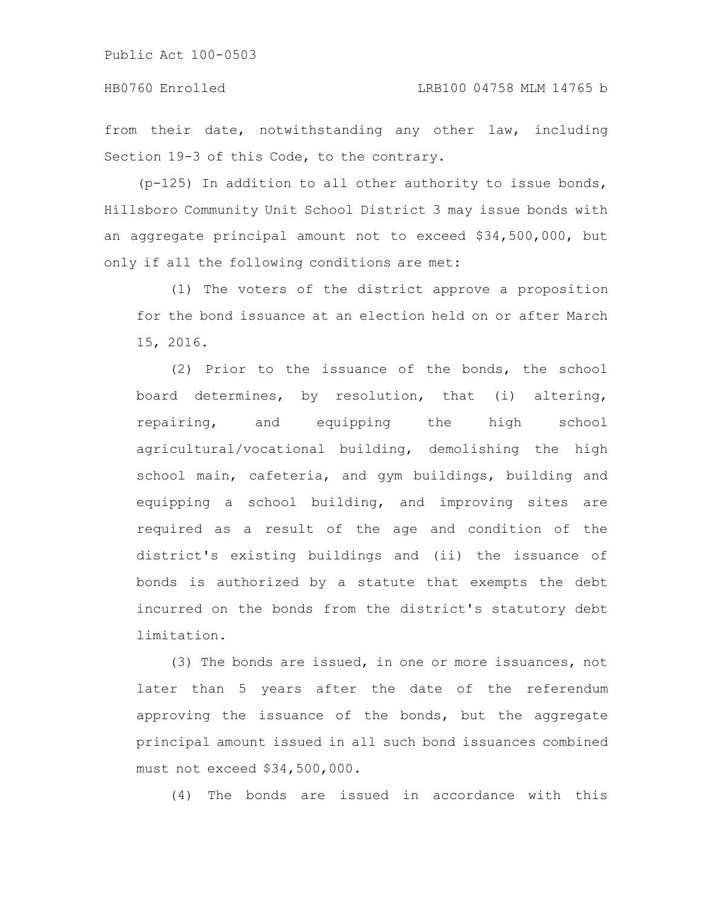from their date, notwithstanding any other law, including Section 19-3 of this Code, to the contrary.

(p-125) In addition to all other authority to issue bonds, Hillsboro Community Unit School District 3 may issue bonds with an aggregate principal amount not to exceed $34,500,000, but only if all the following conditions are met:

(1) The voters of the district approve a proposition for the bond issuance at an election held on or after March 15, 2016.

(2) Prior to the issuance of the bonds, the school board determines, by resolution, that (i) altering, repairing, and equipping the high school agricultural/vocational building, demolishing the high school main, cafeteria, and gym buildings, building and equipping a school building, and improving sites are required as a result of the age and condition of the district's existing buildings and (ii) the issuance of bonds is authorized by a statute that exempts the debt incurred on the bonds from the district's statutory debt limitation.

(3) The bonds are issued, in one or more issuances, not later than 5 years after the date of the referendum approving the issuance of the bonds, but the aggregate principal amount issued in all such bond issuances combined must not exceed $34,500,000.

(4) The bonds are issued in accordance with this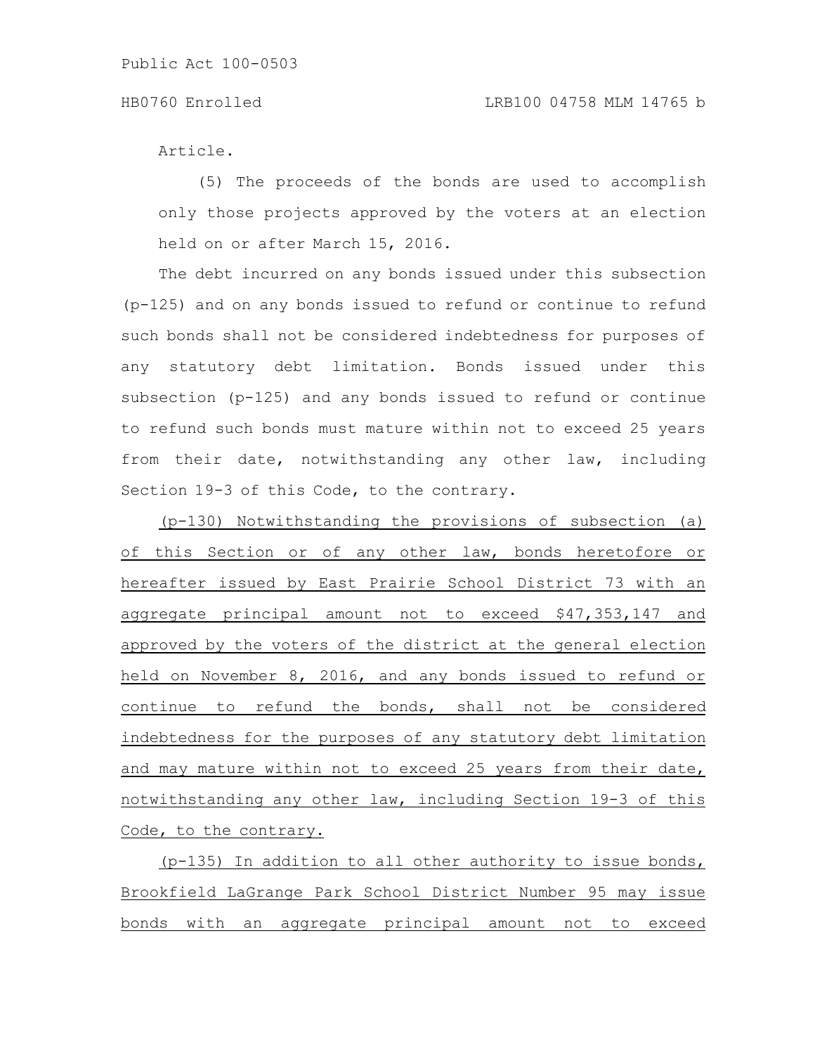Article.

(5) The proceeds of the bonds are used to accomplish only those projects approved by the voters at an election held on or after March 15, 2016.

The debt incurred on any bonds issued under this subsection (p-125) and on any bonds issued to refund or continue to refund such bonds shall not be considered indebtedness for purposes of any statutory debt limitation. Bonds issued under this subsection (p-125) and any bonds issued to refund or continue to refund such bonds must mature within not to exceed 25 years from their date, notwithstanding any other law, including Section 19-3 of this Code, to the contrary.

(p-130) Notwithstanding the provisions of subsection (a) of this Section or of any other law, bonds heretofore or hereafter issued by East Prairie School District 73 with an aggregate principal amount not to exceed $47,353,147 and approved by the voters of the district at the general election held on November 8, 2016, and any bonds issued to refund or continue to refund the bonds, shall not be considered indebtedness for the purposes of any statutory debt limitation and may mature within not to exceed 25 years from their date, notwithstanding any other law, including Section 19-3 of this Code, to the contrary.

(p-135) In addition to all other authority to issue bonds, Brookfield LaGrange Park School District Number 95 may issue bonds with an aggregate principal amount not to exceed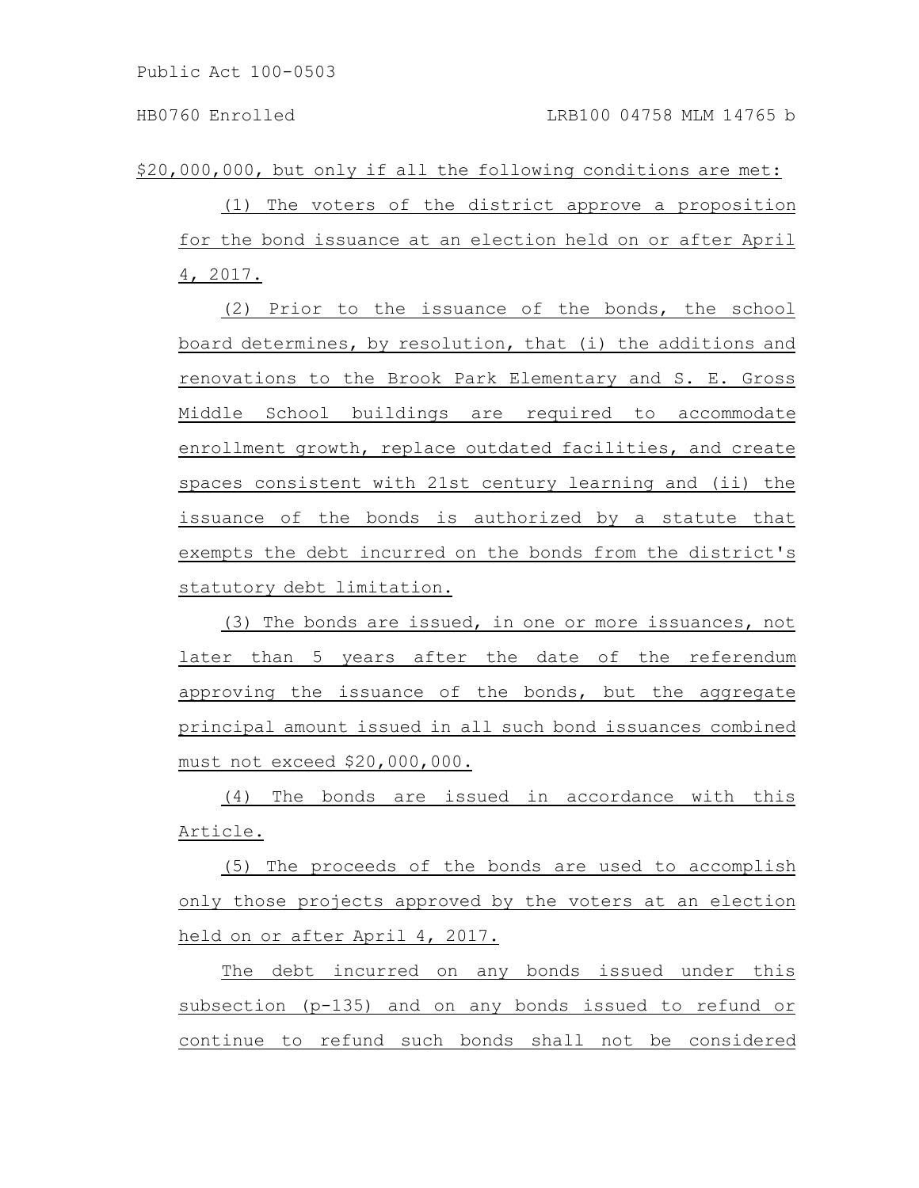$20,000,000, but only if all the following conditions are met:

(1) The voters of the district approve a proposition for the bond issuance at an election held on or after April 4, 2017.

(2) Prior to the issuance of the bonds, the school board determines, by resolution, that (i) the additions and renovations to the Brook Park Elementary and S. E. Gross Middle School buildings are required to accommodate enrollment growth, replace outdated facilities, and create spaces consistent with 21st century learning and (ii) the issuance of the bonds is authorized by a statute that exempts the debt incurred on the bonds from the district's statutory debt limitation.

(3) The bonds are issued, in one or more issuances, not later than 5 years after the date of the referendum approving the issuance of the bonds, but the aggregate principal amount issued in all such bond issuances combined must not exceed $20,000,000.

(4) The bonds are issued in accordance with this Article.

(5) The proceeds of the bonds are used to accomplish only those projects approved by the voters at an election held on or after April 4, 2017.

The debt incurred on any bonds issued under this subsection (p-135) and on any bonds issued to refund or continue to refund such bonds shall not be considered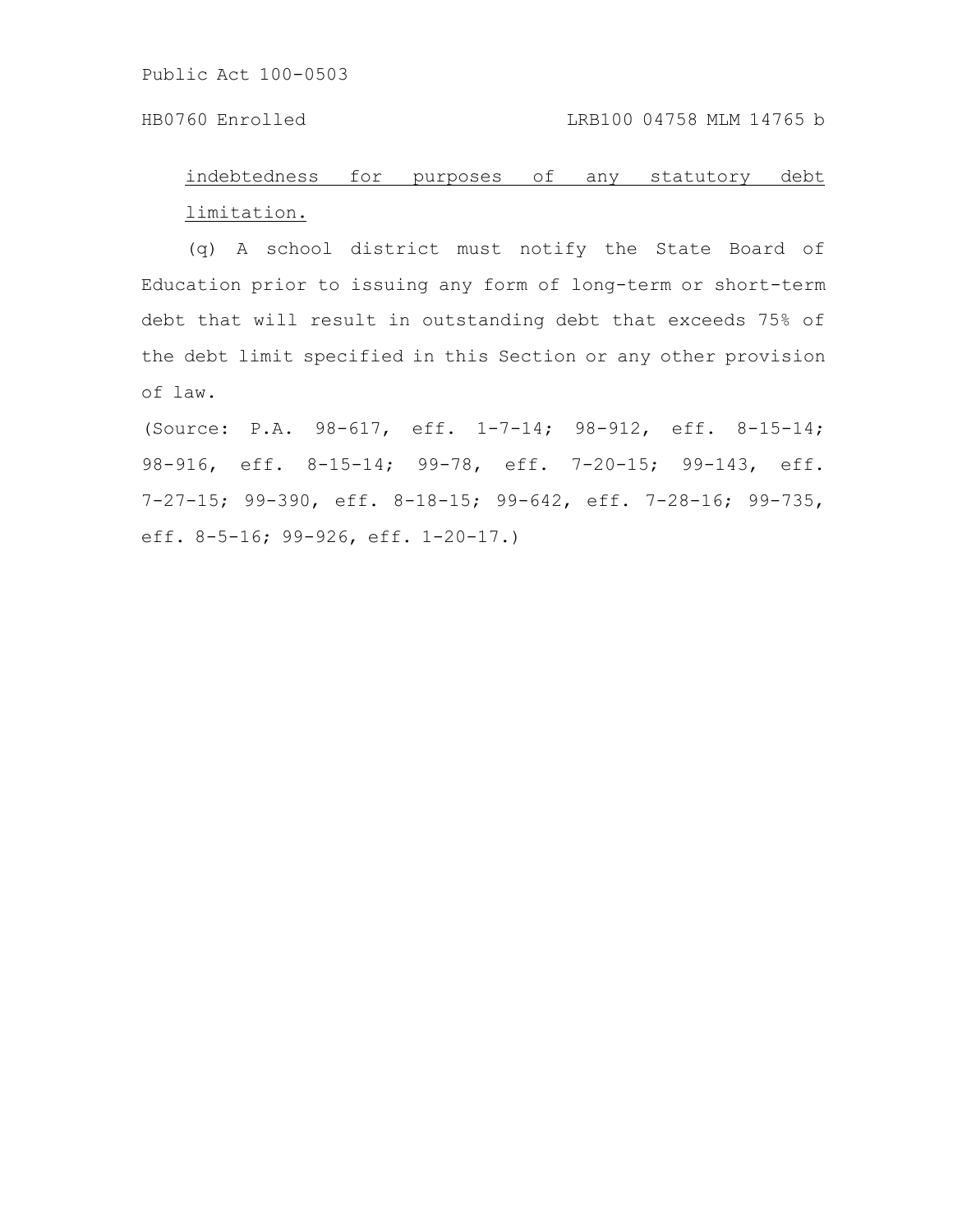indebtedness for purposes of any statutory debt limitation.

(q) A school district must notify the State Board of Education prior to issuing any form of long-term or short-term debt that will result in outstanding debt that exceeds 75% of the debt limit specified in this Section or any other provision of law.

(Source: P.A. 98-617, eff. 1-7-14; 98-912, eff. 8-15-14; 98-916, eff. 8-15-14; 99-78, eff. 7-20-15; 99-143, eff. 7-27-15; 99-390, eff. 8-18-15; 99-642, eff. 7-28-16; 99-735, eff. 8-5-16; 99-926, eff. 1-20-17.)